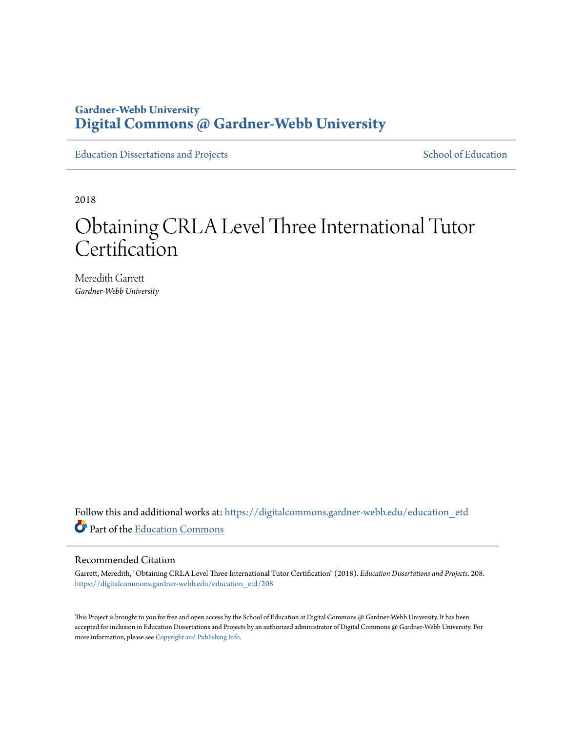Gardner-Webb University
**Digital Commons @ Gardner-Webb University**

Education Dissertations and Projects

School of Education

2018

# Obtaining CRLA Level Three International Tutor Certification

Meredith Garrett
*Gardner-Webb University*

Follow this and additional works at: https://digitalcommons.gardner-webb.edu/education_etd

Part of the Education Commons

## Recommended Citation

Garrett, Meredith, "Obtaining CRLA Level Three International Tutor Certification" (2018). *Education Dissertations and Projects*. 208.
https://digitalcommons.gardner-webb.edu/education_etd/208

This Project is brought to you for free and open access by the School of Education at Digital Commons @ Gardner-Webb University. It has been accepted for inclusion in Education Dissertations and Projects by an authorized administrator of Digital Commons @ Gardner-Webb University. For more information, please see Copyright and Publishing Info.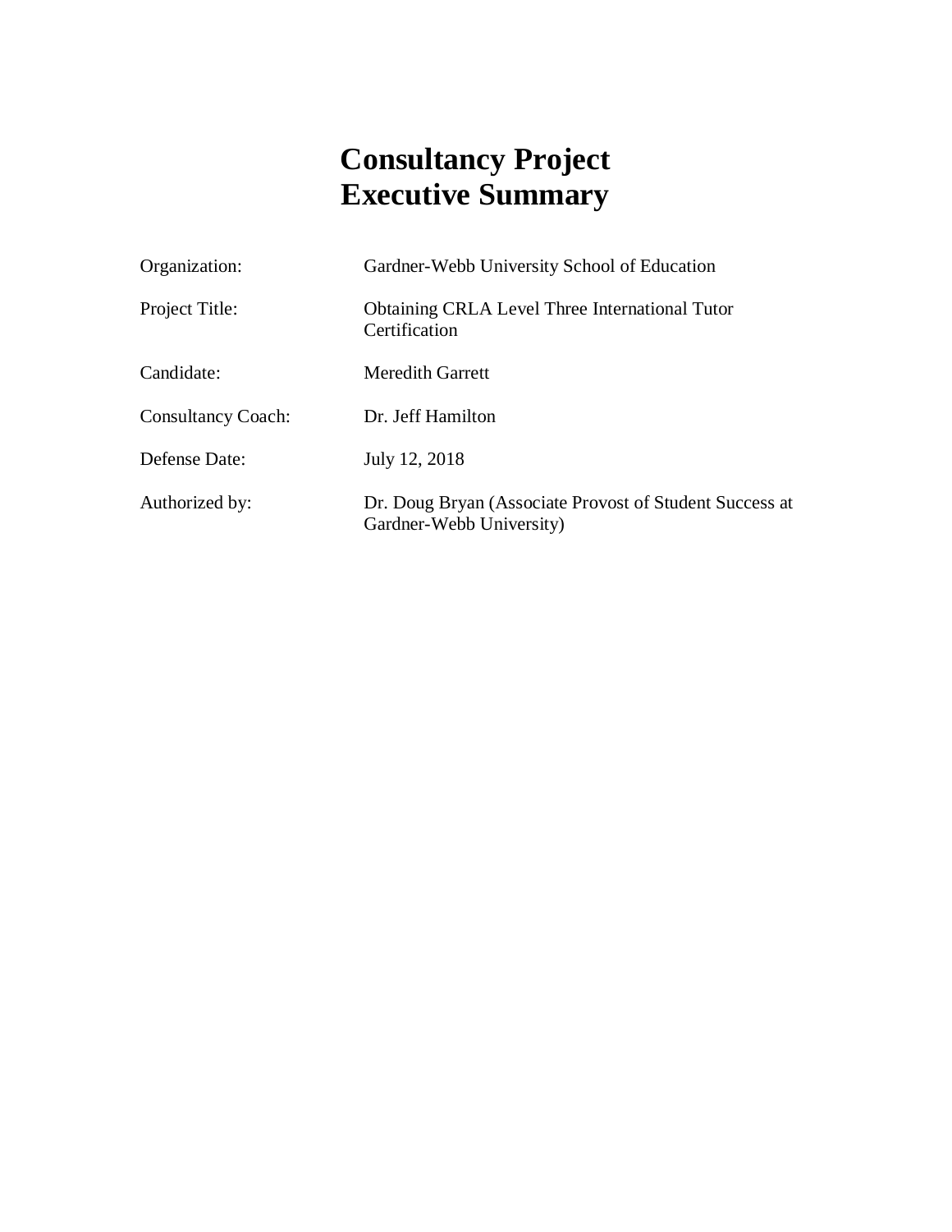# Consultancy Project Executive Summary

| | |
|---|---|
| Organization: | Gardner-Webb University School of Education |
| Project Title: | Obtaining CRLA Level Three International Tutor Certification |
| Candidate: | Meredith Garrett |
| Consultancy Coach: | Dr. Jeff Hamilton |
| Defense Date: | July 12, 2018 |
| Authorized by: | Dr. Doug Bryan (Associate Provost of Student Success at Gardner-Webb University) |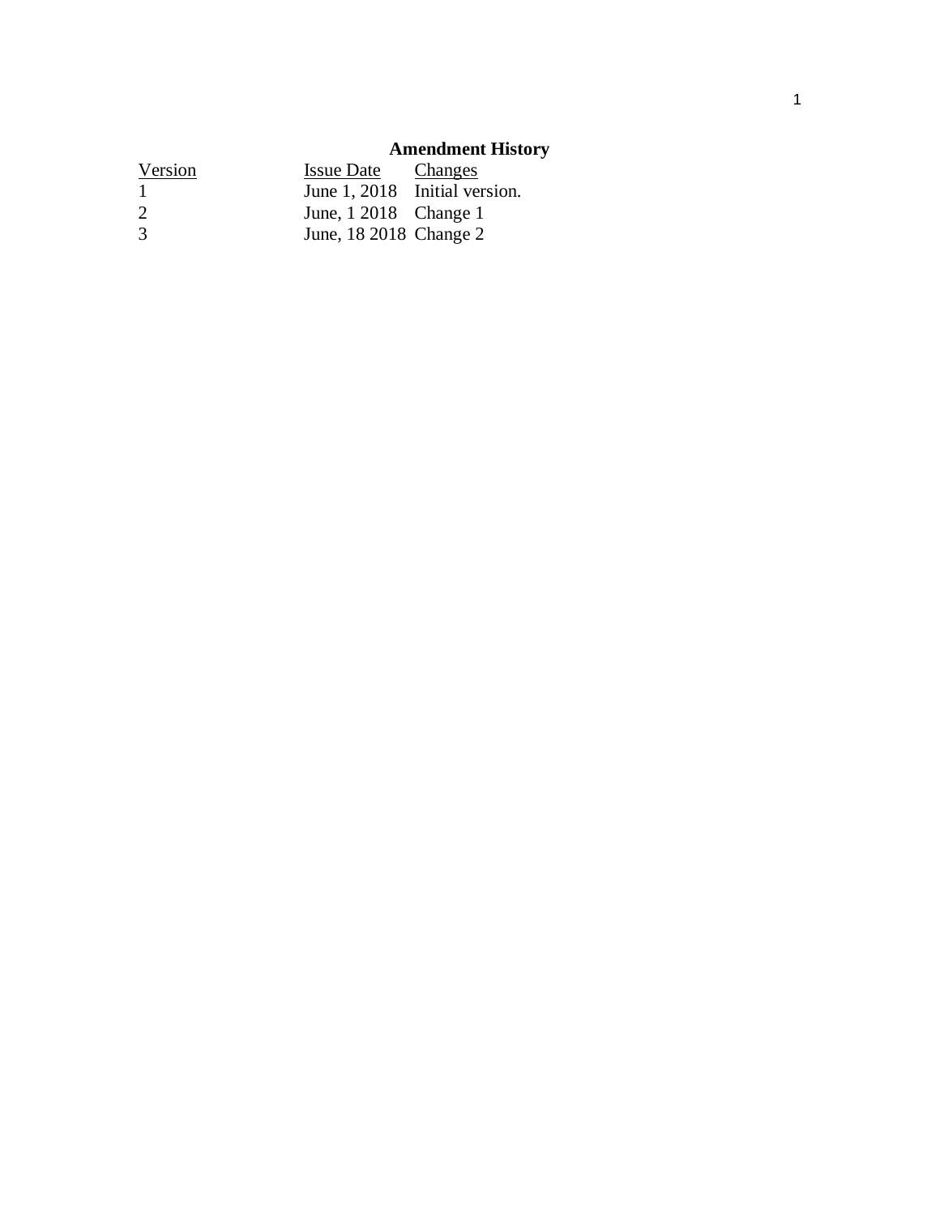## Amendment History

| Version | Issue Date | Changes |
|---|---|---|
| 1 | June 1, 2018 | Initial version. |
| 2 | June, 1 2018 | Change 1 |
| 3 | June, 18 2018 | Change 2 |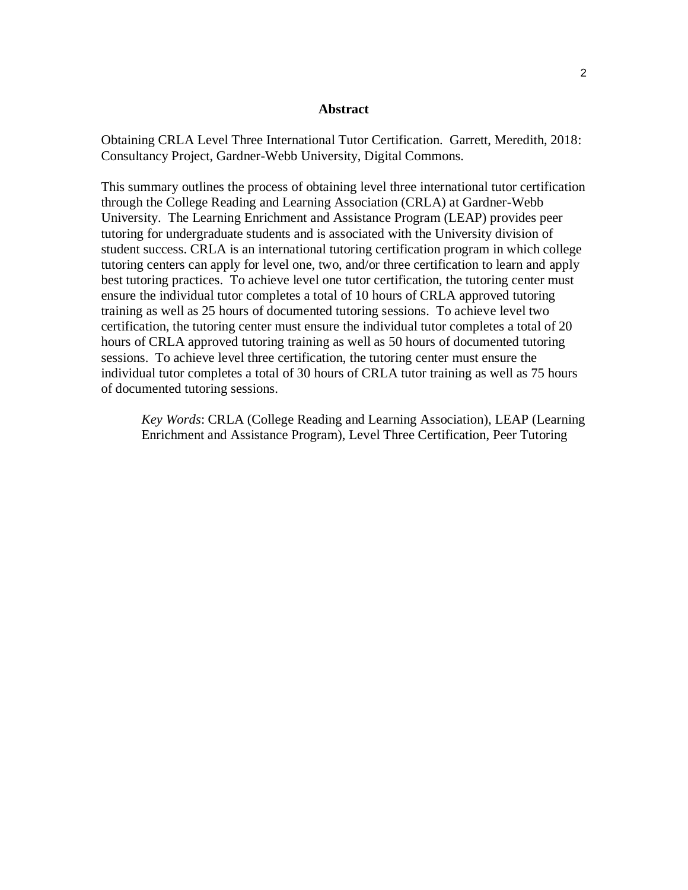## Abstract

Obtaining CRLA Level Three International Tutor Certification. Garrett, Meredith, 2018: Consultancy Project, Gardner-Webb University, Digital Commons.

This summary outlines the process of obtaining level three international tutor certification through the College Reading and Learning Association (CRLA) at Gardner-Webb University. The Learning Enrichment and Assistance Program (LEAP) provides peer tutoring for undergraduate students and is associated with the University division of student success. CRLA is an international tutoring certification program in which college tutoring centers can apply for level one, two, and/or three certification to learn and apply best tutoring practices. To achieve level one tutor certification, the tutoring center must ensure the individual tutor completes a total of 10 hours of CRLA approved tutoring training as well as 25 hours of documented tutoring sessions. To achieve level two certification, the tutoring center must ensure the individual tutor completes a total of 20 hours of CRLA approved tutoring training as well as 50 hours of documented tutoring sessions. To achieve level three certification, the tutoring center must ensure the individual tutor completes a total of 30 hours of CRLA tutor training as well as 75 hours of documented tutoring sessions.

*Key Words*: CRLA (College Reading and Learning Association), LEAP (Learning Enrichment and Assistance Program), Level Three Certification, Peer Tutoring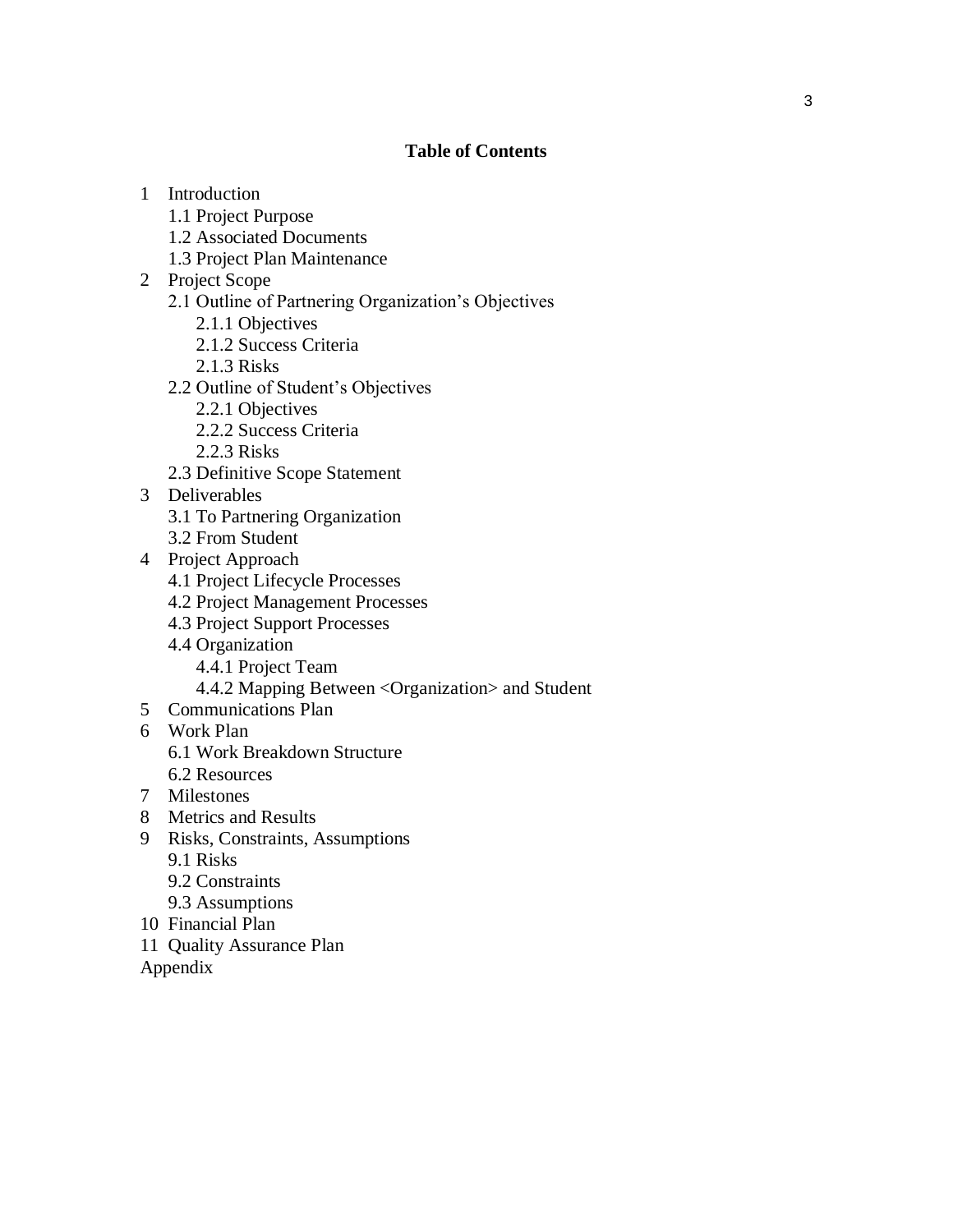**Table of Contents**

1 Introduction
  1.1 Project Purpose
  1.2 Associated Documents
  1.3 Project Plan Maintenance
2 Project Scope
  2.1 Outline of Partnering Organization's Objectives
    2.1.1 Objectives
    2.1.2 Success Criteria
    2.1.3 Risks
  2.2 Outline of Student's Objectives
    2.2.1 Objectives
    2.2.2 Success Criteria
    2.2.3 Risks
  2.3 Definitive Scope Statement
3 Deliverables
  3.1 To Partnering Organization
  3.2 From Student
4 Project Approach
  4.1 Project Lifecycle Processes
  4.2 Project Management Processes
  4.3 Project Support Processes
  4.4 Organization
    4.4.1 Project Team
    4.4.2 Mapping Between <Organization> and Student
5 Communications Plan
6 Work Plan
  6.1 Work Breakdown Structure
  6.2 Resources
7 Milestones
8 Metrics and Results
9 Risks, Constraints, Assumptions
  9.1 Risks
  9.2 Constraints
  9.3 Assumptions
10 Financial Plan
11 Quality Assurance Plan
Appendix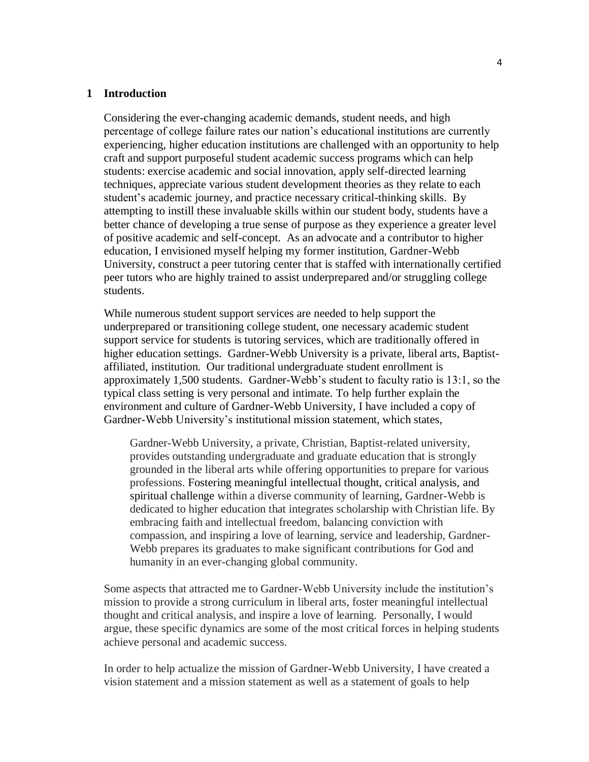# 1 Introduction

Considering the ever-changing academic demands, student needs, and high percentage of college failure rates our nation's educational institutions are currently experiencing, higher education institutions are challenged with an opportunity to help craft and support purposeful student academic success programs which can help students: exercise academic and social innovation, apply self-directed learning techniques, appreciate various student development theories as they relate to each student's academic journey, and practice necessary critical-thinking skills. By attempting to instill these invaluable skills within our student body, students have a better chance of developing a true sense of purpose as they experience a greater level of positive academic and self-concept. As an advocate and a contributor to higher education, I envisioned myself helping my former institution, Gardner-Webb University, construct a peer tutoring center that is staffed with internationally certified peer tutors who are highly trained to assist underprepared and/or struggling college students.

While numerous student support services are needed to help support the underprepared or transitioning college student, one necessary academic student support service for students is tutoring services, which are traditionally offered in higher education settings. Gardner-Webb University is a private, liberal arts, Baptist-affiliated, institution. Our traditional undergraduate student enrollment is approximately 1,500 students. Gardner-Webb's student to faculty ratio is 13:1, so the typical class setting is very personal and intimate. To help further explain the environment and culture of Gardner-Webb University, I have included a copy of Gardner-Webb University's institutional mission statement, which states,

> Gardner-Webb University, a private, Christian, Baptist-related university, provides outstanding undergraduate and graduate education that is strongly grounded in the liberal arts while offering opportunities to prepare for various professions. Fostering meaningful intellectual thought, critical analysis, and spiritual challenge within a diverse community of learning, Gardner-Webb is dedicated to higher education that integrates scholarship with Christian life. By embracing faith and intellectual freedom, balancing conviction with compassion, and inspiring a love of learning, service and leadership, Gardner-Webb prepares its graduates to make significant contributions for God and humanity in an ever-changing global community.

Some aspects that attracted me to Gardner-Webb University include the institution's mission to provide a strong curriculum in liberal arts, foster meaningful intellectual thought and critical analysis, and inspire a love of learning. Personally, I would argue, these specific dynamics are some of the most critical forces in helping students achieve personal and academic success.

In order to help actualize the mission of Gardner-Webb University, I have created a vision statement and a mission statement as well as a statement of goals to help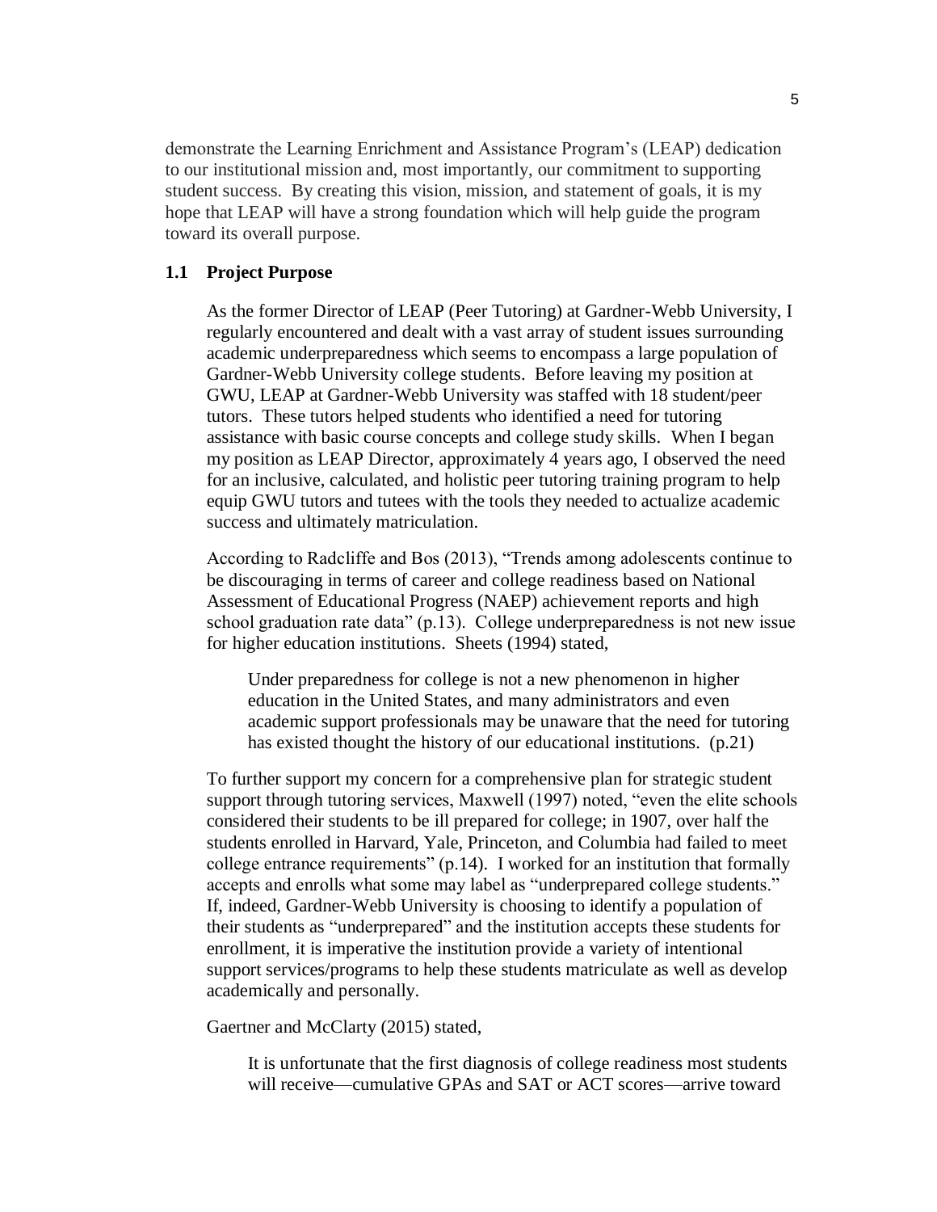demonstrate the Learning Enrichment and Assistance Program's (LEAP) dedication to our institutional mission and, most importantly, our commitment to supporting student success. By creating this vision, mission, and statement of goals, it is my hope that LEAP will have a strong foundation which will help guide the program toward its overall purpose.

## 1.1 Project Purpose

As the former Director of LEAP (Peer Tutoring) at Gardner-Webb University, I regularly encountered and dealt with a vast array of student issues surrounding academic underpreparedness which seems to encompass a large population of Gardner-Webb University college students. Before leaving my position at GWU, LEAP at Gardner-Webb University was staffed with 18 student/peer tutors. These tutors helped students who identified a need for tutoring assistance with basic course concepts and college study skills. When I began my position as LEAP Director, approximately 4 years ago, I observed the need for an inclusive, calculated, and holistic peer tutoring training program to help equip GWU tutors and tutees with the tools they needed to actualize academic success and ultimately matriculation.

According to Radcliffe and Bos (2013), "Trends among adolescents continue to be discouraging in terms of career and college readiness based on National Assessment of Educational Progress (NAEP) achievement reports and high school graduation rate data" (p.13). College underpreparedness is not new issue for higher education institutions. Sheets (1994) stated,

> Under preparedness for college is not a new phenomenon in higher education in the United States, and many administrators and even academic support professionals may be unaware that the need for tutoring has existed thought the history of our educational institutions. (p.21)

To further support my concern for a comprehensive plan for strategic student support through tutoring services, Maxwell (1997) noted, "even the elite schools considered their students to be ill prepared for college; in 1907, over half the students enrolled in Harvard, Yale, Princeton, and Columbia had failed to meet college entrance requirements" (p.14). I worked for an institution that formally accepts and enrolls what some may label as "underprepared college students." If, indeed, Gardner-Webb University is choosing to identify a population of their students as "underprepared" and the institution accepts these students for enrollment, it is imperative the institution provide a variety of intentional support services/programs to help these students matriculate as well as develop academically and personally.

Gaertner and McClarty (2015) stated,

> It is unfortunate that the first diagnosis of college readiness most students will receive—cumulative GPAs and SAT or ACT scores—arrive toward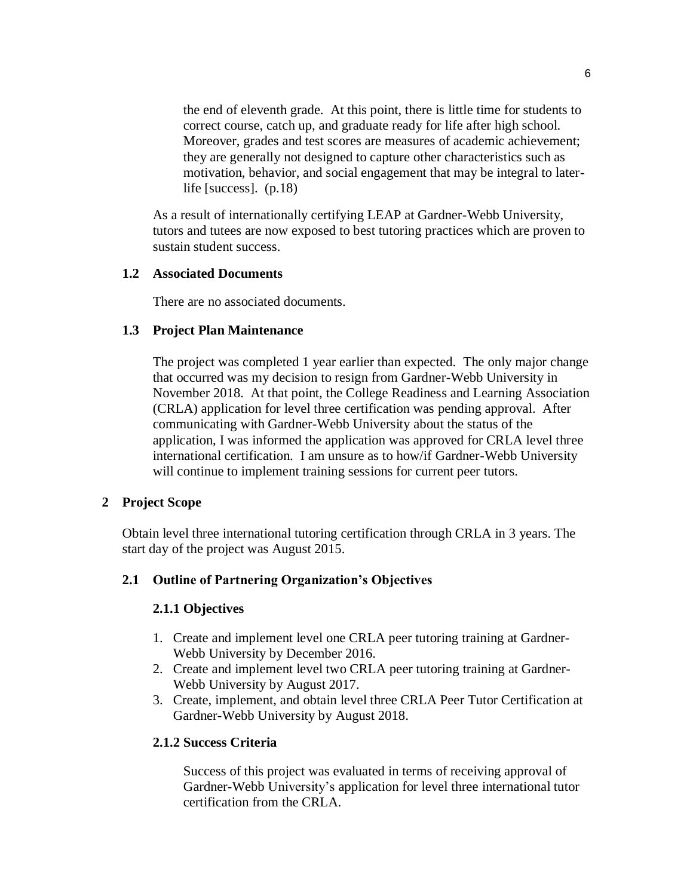> the end of eleventh grade. At this point, there is little time for students to correct course, catch up, and graduate ready for life after high school. Moreover, grades and test scores are measures of academic achievement; they are generally not designed to capture other characteristics such as motivation, behavior, and social engagement that may be integral to later-life [success]. (p.18)

As a result of internationally certifying LEAP at Gardner-Webb University, tutors and tutees are now exposed to best tutoring practices which are proven to sustain student success.

### 1.2 Associated Documents

There are no associated documents.

### 1.3 Project Plan Maintenance

The project was completed 1 year earlier than expected. The only major change that occurred was my decision to resign from Gardner-Webb University in November 2018. At that point, the College Readiness and Learning Association (CRLA) application for level three certification was pending approval. After communicating with Gardner-Webb University about the status of the application, I was informed the application was approved for CRLA level three international certification. I am unsure as to how/if Gardner-Webb University will continue to implement training sessions for current peer tutors.

## 2 Project Scope

Obtain level three international tutoring certification through CRLA in 3 years. The start day of the project was August 2015.

### 2.1 Outline of Partnering Organization's Objectives

#### 2.1.1 Objectives

1. Create and implement level one CRLA peer tutoring training at Gardner-Webb University by December 2016.
2. Create and implement level two CRLA peer tutoring training at Gardner-Webb University by August 2017.
3. Create, implement, and obtain level three CRLA Peer Tutor Certification at Gardner-Webb University by August 2018.

#### 2.1.2 Success Criteria

Success of this project was evaluated in terms of receiving approval of Gardner-Webb University's application for level three international tutor certification from the CRLA.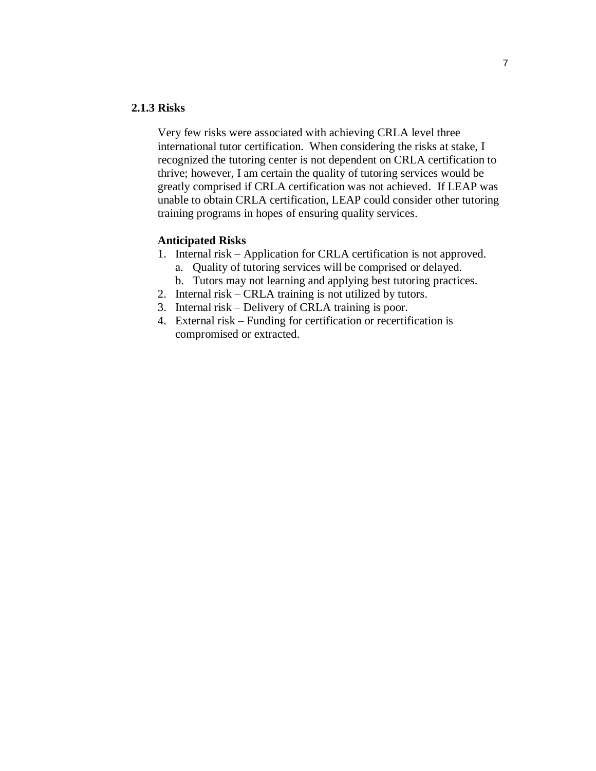### 2.1.3 Risks

Very few risks were associated with achieving CRLA level three international tutor certification. When considering the risks at stake, I recognized the tutoring center is not dependent on CRLA certification to thrive; however, I am certain the quality of tutoring services would be greatly comprised if CRLA certification was not achieved. If LEAP was unable to obtain CRLA certification, LEAP could consider other tutoring training programs in hopes of ensuring quality services.

**Anticipated Risks**

1. Internal risk – Application for CRLA certification is not approved.
   a. Quality of tutoring services will be comprised or delayed.
   b. Tutors may not learning and applying best tutoring practices.
2. Internal risk – CRLA training is not utilized by tutors.
3. Internal risk – Delivery of CRLA training is poor.
4. External risk – Funding for certification or recertification is compromised or extracted.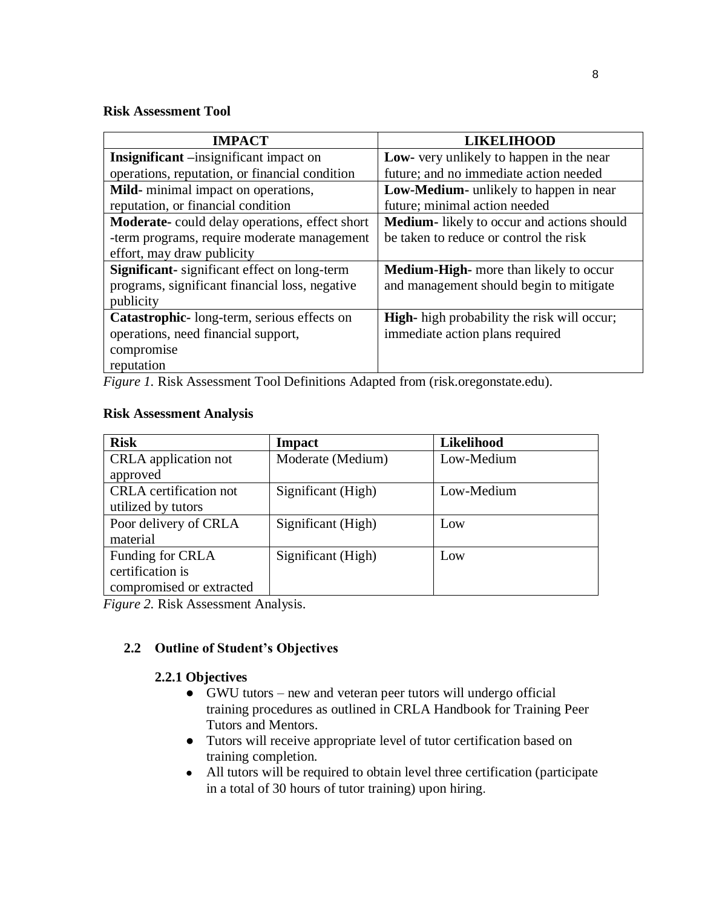**Risk Assessment Tool**

| IMPACT | LIKELIHOOD |
|---|---|
| **Insignificant** –insignificant impact on operations, reputation, or financial condition | **Low-** very unlikely to happen in the near future; and no immediate action needed |
| **Mild-** minimal impact on operations, reputation, or financial condition | **Low-Medium-** unlikely to happen in near future; minimal action needed |
| **Moderate-** could delay operations, effect short -term programs, require moderate management effort, may draw publicity | **Medium-** likely to occur and actions should be taken to reduce or control the risk |
| **Significant-** significant effect on long-term programs, significant financial loss, negative publicity | **Medium-High-** more than likely to occur and management should begin to mitigate |
| **Catastrophic-** long-term, serious effects on operations, need financial support, compromise reputation | **High-** high probability the risk will occur; immediate action plans required |

*Figure 1.* Risk Assessment Tool Definitions Adapted from (risk.oregonstate.edu).

**Risk Assessment Analysis**

| Risk | Impact | Likelihood |
|---|---|---|
| CRLA application not approved | Moderate (Medium) | Low-Medium |
| CRLA certification not utilized by tutors | Significant (High) | Low-Medium |
| Poor delivery of CRLA material | Significant (High) | Low |
| Funding for CRLA certification is compromised or extracted | Significant (High) | Low |

*Figure 2.* Risk Assessment Analysis.

## 2.2 Outline of Student's Objectives

### 2.2.1 Objectives

- GWU tutors – new and veteran peer tutors will undergo official training procedures as outlined in CRLA Handbook for Training Peer Tutors and Mentors.
- Tutors will receive appropriate level of tutor certification based on training completion.
- All tutors will be required to obtain level three certification (participate in a total of 30 hours of tutor training) upon hiring.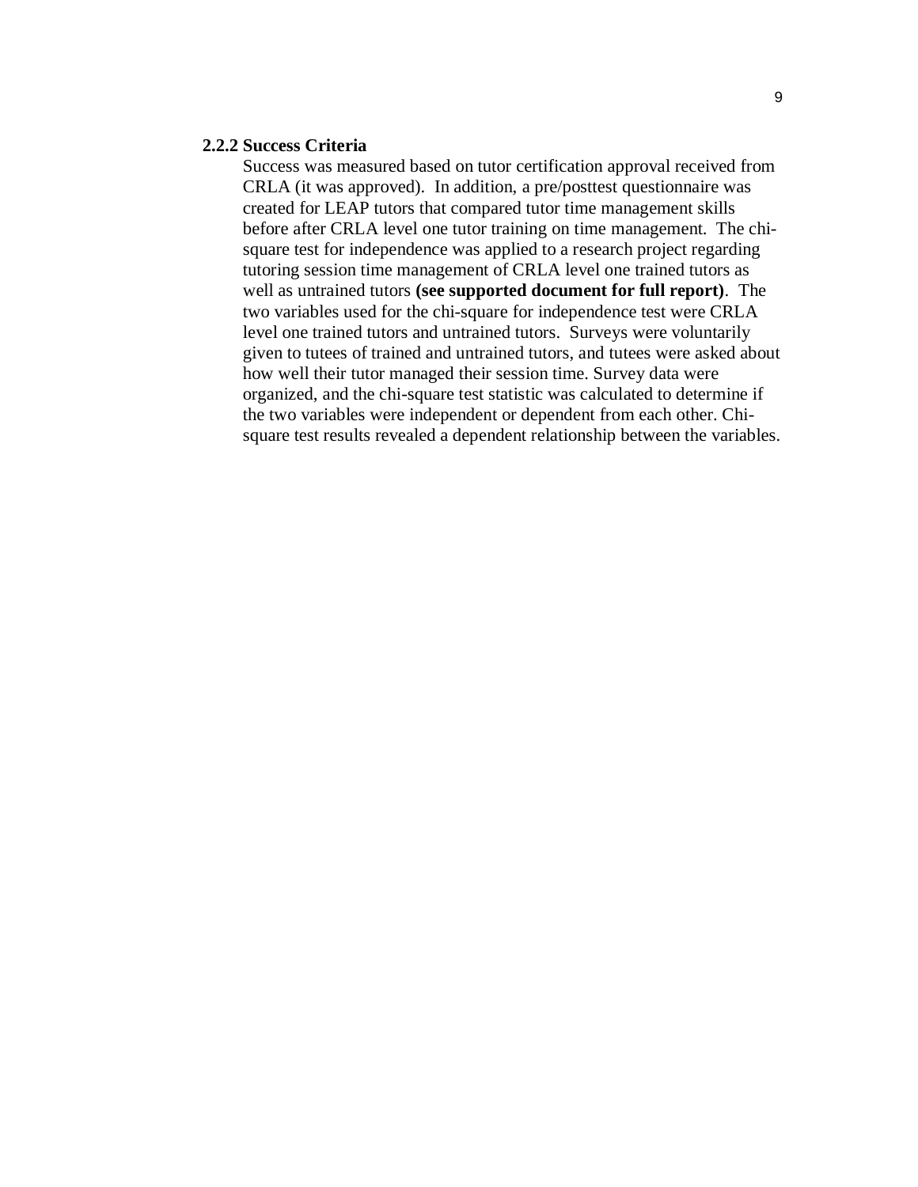### 2.2.2 Success Criteria

Success was measured based on tutor certification approval received from CRLA (it was approved). In addition, a pre/posttest questionnaire was created for LEAP tutors that compared tutor time management skills before after CRLA level one tutor training on time management. The chi-square test for independence was applied to a research project regarding tutoring session time management of CRLA level one trained tutors as well as untrained tutors **(see supported document for full report)**. The two variables used for the chi-square for independence test were CRLA level one trained tutors and untrained tutors. Surveys were voluntarily given to tutees of trained and untrained tutors, and tutees were asked about how well their tutor managed their session time. Survey data were organized, and the chi-square test statistic was calculated to determine if the two variables were independent or dependent from each other. Chi-square test results revealed a dependent relationship between the variables.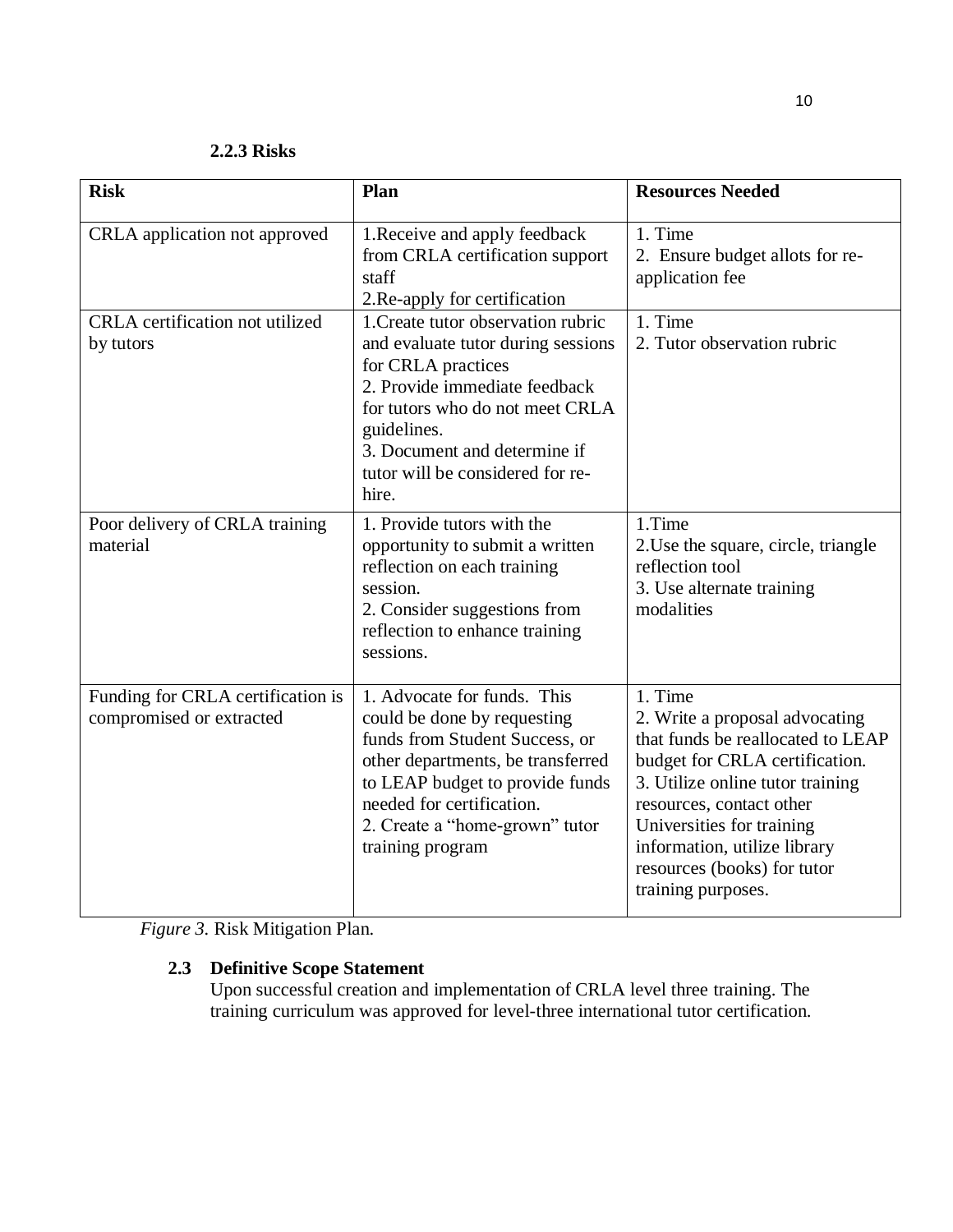### 2.2.3 Risks

| Risk | Plan | Resources Needed |
|---|---|---|
| CRLA application not approved | 1.Receive and apply feedback from CRLA certification support staff<br>2.Re-apply for certification | 1. Time<br>2. Ensure budget allots for re-application fee |
| CRLA certification not utilized by tutors | 1.Create tutor observation rubric and evaluate tutor during sessions for CRLA practices<br>2. Provide immediate feedback for tutors who do not meet CRLA guidelines.<br>3. Document and determine if tutor will be considered for re-hire. | 1. Time<br>2. Tutor observation rubric |
| Poor delivery of CRLA training material | 1. Provide tutors with the opportunity to submit a written reflection on each training session.<br>2. Consider suggestions from reflection to enhance training sessions. | 1.Time<br>2.Use the square, circle, triangle reflection tool<br>3. Use alternate training modalities |
| Funding for CRLA certification is compromised or extracted | 1. Advocate for funds. This could be done by requesting funds from Student Success, or other departments, be transferred to LEAP budget to provide funds needed for certification.<br>2. Create a "home-grown" tutor training program | 1. Time<br>2. Write a proposal advocating that funds be reallocated to LEAP budget for CRLA certification.<br>3. Utilize online tutor training resources, contact other Universities for training information, utilize library resources (books) for tutor training purposes. |

*Figure 3.* Risk Mitigation Plan.

## 2.3 Definitive Scope Statement

Upon successful creation and implementation of CRLA level three training. The training curriculum was approved for level-three international tutor certification.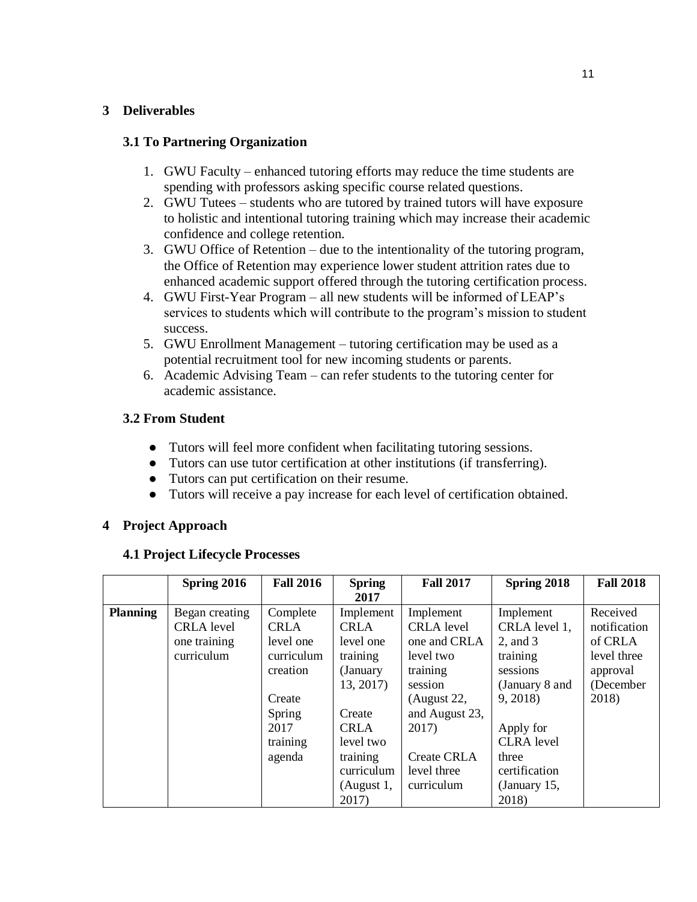## 3 Deliverables

### 3.1 To Partnering Organization

1. GWU Faculty – enhanced tutoring efforts may reduce the time students are spending with professors asking specific course related questions.
2. GWU Tutees – students who are tutored by trained tutors will have exposure to holistic and intentional tutoring training which may increase their academic confidence and college retention.
3. GWU Office of Retention – due to the intentionality of the tutoring program, the Office of Retention may experience lower student attrition rates due to enhanced academic support offered through the tutoring certification process.
4. GWU First-Year Program – all new students will be informed of LEAP's services to students which will contribute to the program's mission to student success.
5. GWU Enrollment Management – tutoring certification may be used as a potential recruitment tool for new incoming students or parents.
6. Academic Advising Team – can refer students to the tutoring center for academic assistance.

### 3.2 From Student

- Tutors will feel more confident when facilitating tutoring sessions.
- Tutors can use tutor certification at other institutions (if transferring).
- Tutors can put certification on their resume.
- Tutors will receive a pay increase for each level of certification obtained.

## 4 Project Approach

### 4.1 Project Lifecycle Processes

| | Spring 2016 | Fall 2016 | Spring 2017 | Fall 2017 | Spring 2018 | Fall 2018 |
|---|---|---|---|---|---|---|
| **Planning** | Began creating CRLA level one training curriculum | Complete CRLA level one curriculum creation<br><br>Create Spring 2017 training agenda | Implement CRLA level one training (January 13, 2017)<br><br>Create CRLA level two training curriculum (August 1, 2017) | Implement CRLA level one and CRLA level two training session (August 22, and August 23, 2017)<br><br>Create CRLA level three curriculum | Implement CRLA level 1, 2, and 3 training sessions (January 8 and 9, 2018)<br><br>Apply for CLRA level three certification (January 15, 2018) | Received notification of CRLA level three approval (December 2018) |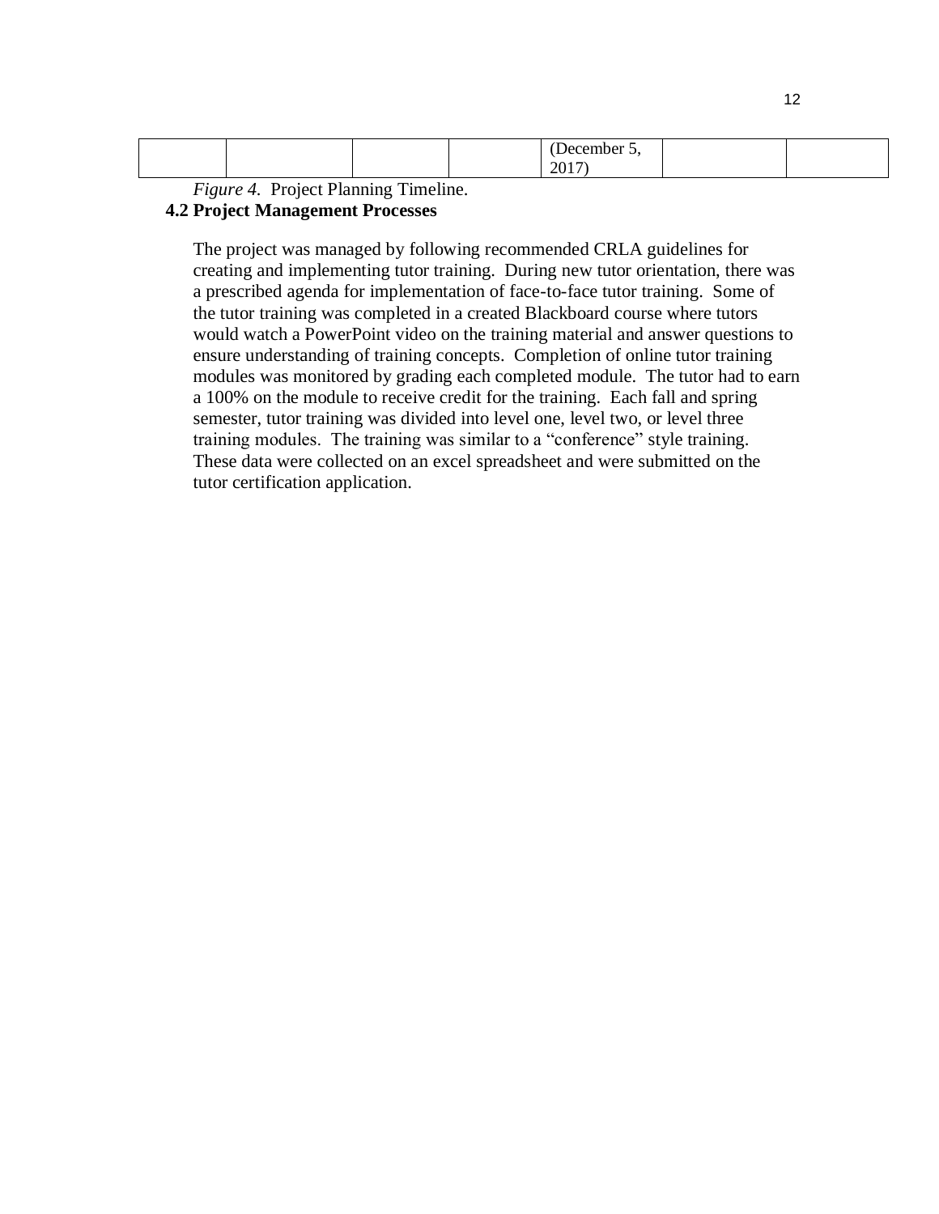|  |  |  |  | (December 5, 2017) |  |  |
|---|---|---|---|---|---|---|

*Figure 4.* Project Planning Timeline.

### 4.2 Project Management Processes

The project was managed by following recommended CRLA guidelines for creating and implementing tutor training. During new tutor orientation, there was a prescribed agenda for implementation of face-to-face tutor training. Some of the tutor training was completed in a created Blackboard course where tutors would watch a PowerPoint video on the training material and answer questions to ensure understanding of training concepts. Completion of online tutor training modules was monitored by grading each completed module. The tutor had to earn a 100% on the module to receive credit for the training. Each fall and spring semester, tutor training was divided into level one, level two, or level three training modules. The training was similar to a "conference" style training. These data were collected on an excel spreadsheet and were submitted on the tutor certification application.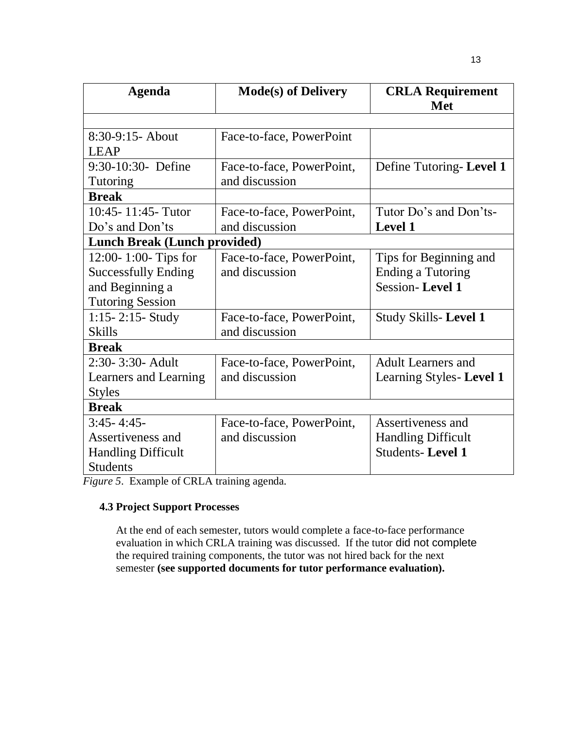| Agenda | Mode(s) of Delivery | CRLA Requirement Met |
|---|---|---|
| | | |
| 8:30-9:15- About LEAP | Face-to-face, PowerPoint | |
| 9:30-10:30- Define Tutoring | Face-to-face, PowerPoint, and discussion | Define Tutoring- **Level 1** |
| **Break** | | |
| 10:45- 11:45- Tutor Do's and Don'ts | Face-to-face, PowerPoint, and discussion | Tutor Do's and Don'ts- **Level 1** |
| **Lunch Break (Lunch provided)** | | |
| 12:00- 1:00- Tips for Successfully Ending and Beginning a Tutoring Session | Face-to-face, PowerPoint, and discussion | Tips for Beginning and Ending a Tutoring Session- **Level 1** |
| 1:15- 2:15- Study Skills | Face-to-face, PowerPoint, and discussion | Study Skills- **Level 1** |
| **Break** | | |
| 2:30- 3:30- Adult Learners and Learning Styles | Face-to-face, PowerPoint, and discussion | Adult Learners and Learning Styles- **Level 1** |
| **Break** | | |
| 3:45- 4:45- Assertiveness and Handling Difficult Students | Face-to-face, PowerPoint, and discussion | Assertiveness and Handling Difficult Students- **Level 1** |

*Figure 5*. Example of CRLA training agenda.

### 4.3 Project Support Processes

At the end of each semester, tutors would complete a face-to-face performance evaluation in which CRLA training was discussed. If the tutor did not complete the required training components, the tutor was not hired back for the next semester **(see supported documents for tutor performance evaluation).**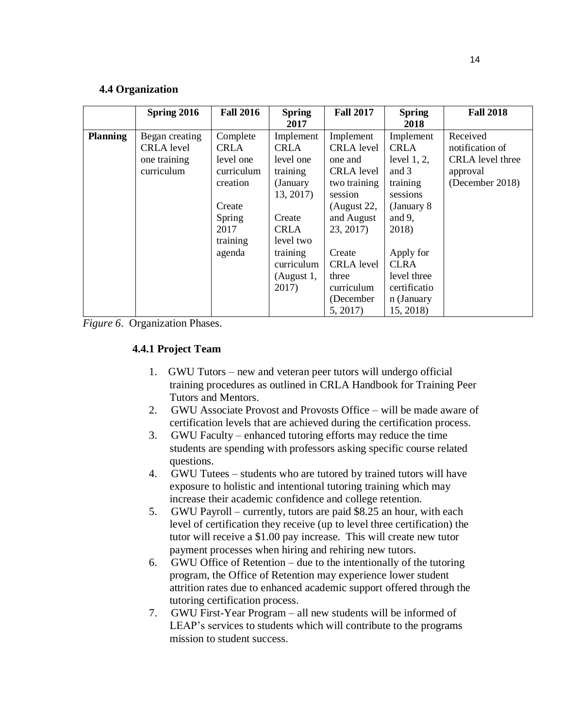### 4.4 Organization

| | Spring 2016 | Fall 2016 | Spring 2017 | Fall 2017 | Spring 2018 | Fall 2018 |
|---|---|---|---|---|---|---|
| **Planning** | Began creating CRLA level one training curriculum | Complete CRLA level one curriculum creation<br><br>Create Spring 2017 training agenda | Implement CRLA level one training (January 13, 2017)<br><br>Create CRLA level two training curriculum (August 1, 2017) | Implement CRLA level one and CRLA level two training session (August 22, and August 23, 2017)<br><br>Create CRLA level three curriculum (December 5, 2017) | Implement CRLA level 1, 2, and 3 training sessions (January 8 and 9, 2018)<br><br>Apply for CLRA level three certification (January 15, 2018) | Received notification of CRLA level three approval (December 2018) |

*Figure 6*. Organization Phases.

#### 4.4.1 Project Team

1. GWU Tutors – new and veteran peer tutors will undergo official training procedures as outlined in CRLA Handbook for Training Peer Tutors and Mentors.
2. GWU Associate Provost and Provosts Office – will be made aware of certification levels that are achieved during the certification process.
3. GWU Faculty – enhanced tutoring efforts may reduce the time students are spending with professors asking specific course related questions.
4. GWU Tutees – students who are tutored by trained tutors will have exposure to holistic and intentional tutoring training which may increase their academic confidence and college retention.
5. GWU Payroll – currently, tutors are paid $8.25 an hour, with each level of certification they receive (up to level three certification) the tutor will receive a $1.00 pay increase. This will create new tutor payment processes when hiring and rehiring new tutors.
6. GWU Office of Retention – due to the intentionally of the tutoring program, the Office of Retention may experience lower student attrition rates due to enhanced academic support offered through the tutoring certification process.
7. GWU First-Year Program – all new students will be informed of LEAP's services to students which will contribute to the programs mission to student success.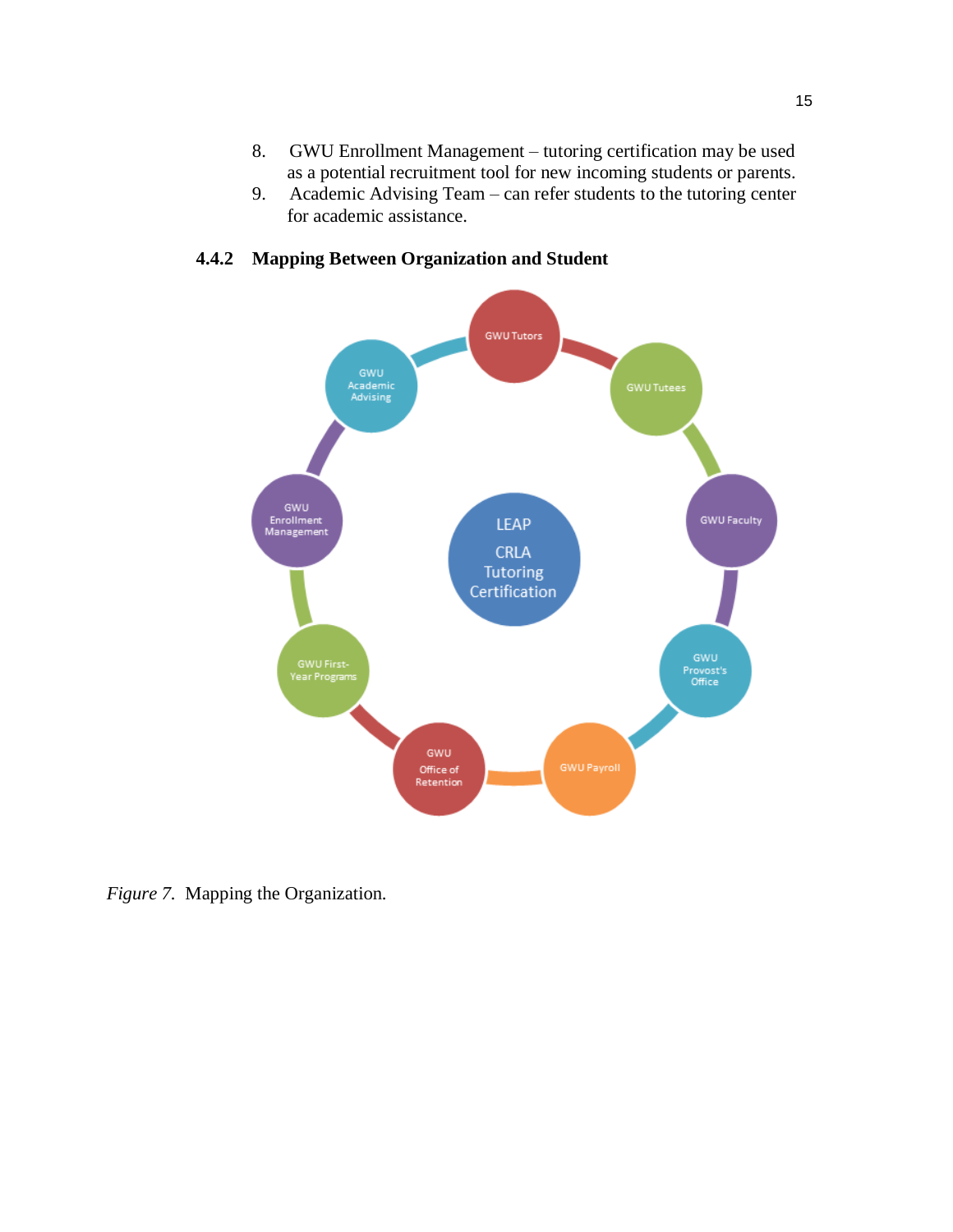8. GWU Enrollment Management – tutoring certification may be used as a potential recruitment tool for new incoming students or parents.
9. Academic Advising Team – can refer students to the tutoring center for academic assistance.

### 4.4.2 Mapping Between Organization and Student

*Figure 7.* Mapping the Organization.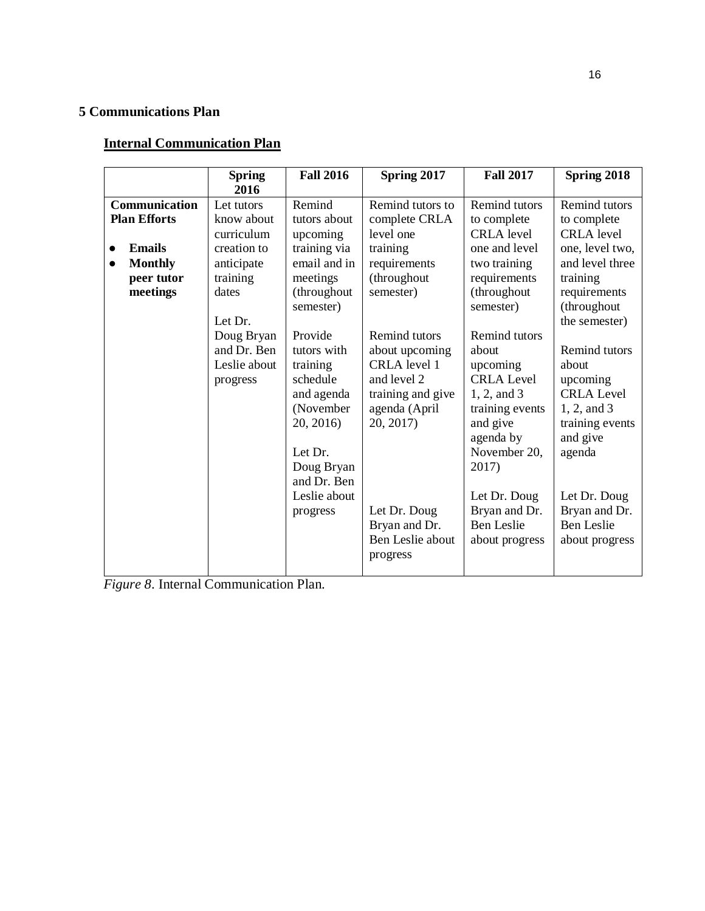## 5 Communications Plan

### Internal Communication Plan

| | Spring 2016 | Fall 2016 | Spring 2017 | Fall 2017 | Spring 2018 |
|---|---|---|---|---|---|
| **Communication Plan Efforts**<br>● **Emails**<br>● **Monthly peer tutor meetings** | Let tutors know about curriculum creation to anticipate training dates<br><br>Let Dr. Doug Bryan and Dr. Ben Leslie about progress | Remind tutors about upcoming training via email and in meetings (throughout semester)<br><br>Provide tutors with training schedule and agenda (November 20, 2016)<br><br>Let Dr. Doug Bryan and Dr. Ben Leslie about progress | Remind tutors to complete CRLA level one training requirements (throughout semester)<br><br>Remind tutors about upcoming CRLA level 1 and level 2 training and give agenda (April 20, 2017)<br><br>Let Dr. Doug Bryan and Dr. Ben Leslie about progress | Remind tutors to complete CRLA level one and level two training requirements (throughout semester)<br><br>Remind tutors about upcoming CRLA Level 1, 2, and 3 training events and give agenda by November 20, 2017)<br><br>Let Dr. Doug Bryan and Dr. Ben Leslie about progress | Remind tutors to complete CRLA level one, level two, and level three training requirements (throughout the semester)<br><br>Remind tutors about upcoming CRLA Level 1, 2, and 3 training events and give agenda<br><br>Let Dr. Doug Bryan and Dr. Ben Leslie about progress |

*Figure 8*. Internal Communication Plan.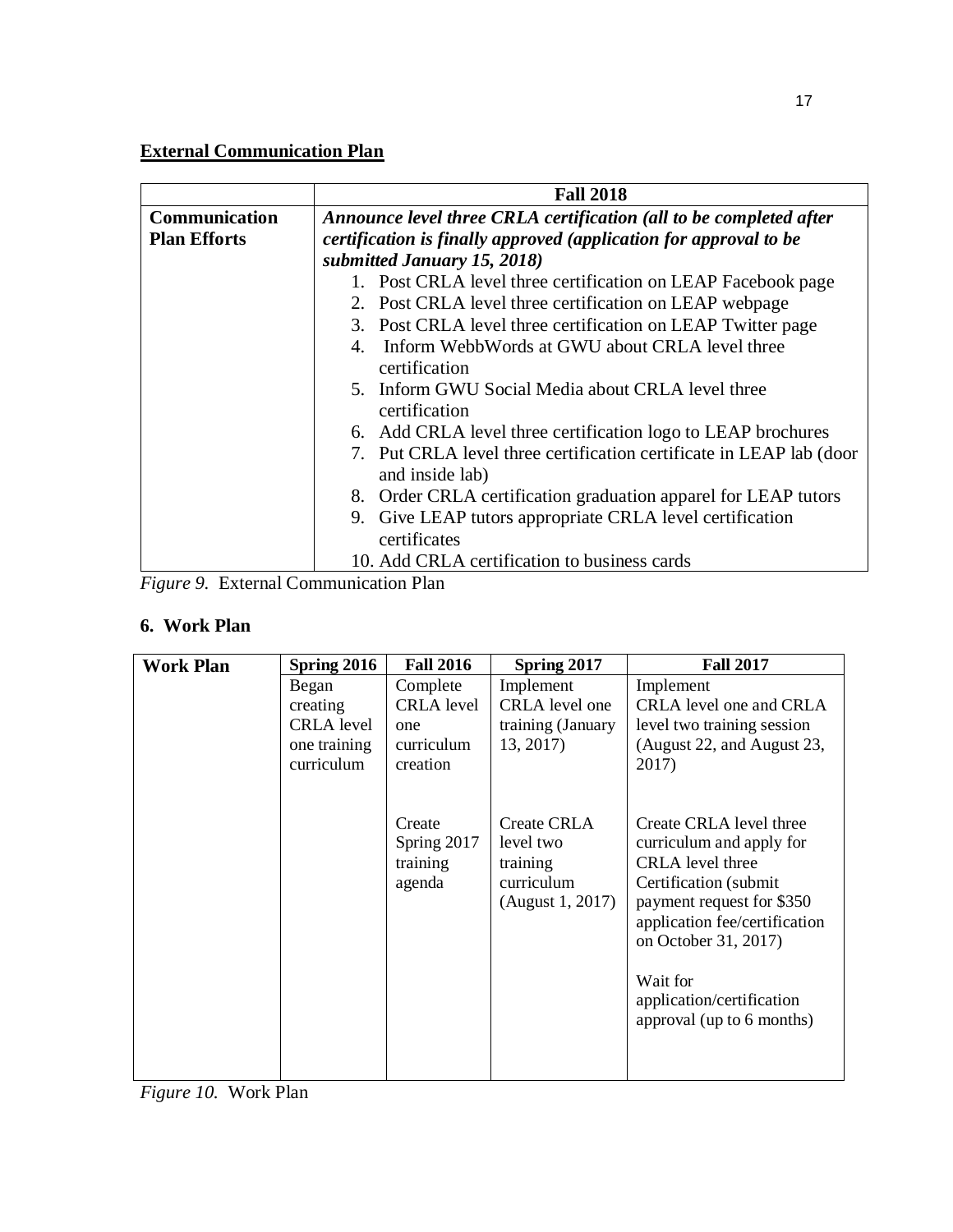**External Communication Plan**

| | Fall 2018 |
|---|---|
| **Communication Plan Efforts** | ***Announce level three CRLA certification (all to be completed after certification is finally approved (application for approval to be submitted January 15, 2018)***<br>1. Post CRLA level three certification on LEAP Facebook page<br>2. Post CRLA level three certification on LEAP webpage<br>3. Post CRLA level three certification on LEAP Twitter page<br>4. Inform WebbWords at GWU about CRLA level three certification<br>5. Inform GWU Social Media about CRLA level three certification<br>6. Add CRLA level three certification logo to LEAP brochures<br>7. Put CRLA level three certification certificate in LEAP lab (door and inside lab)<br>8. Order CRLA certification graduation apparel for LEAP tutors<br>9. Give LEAP tutors appropriate CRLA level certification certificates<br>10. Add CRLA certification to business cards |

*Figure 9.* External Communication Plan

## 6. Work Plan

| Work Plan | Spring 2016 | Fall 2016 | Spring 2017 | Fall 2017 |
|---|---|---|---|---|
| | Began creating CRLA level one training curriculum | Complete CRLA level one curriculum creation | Implement CRLA level one training (January 13, 2017) | Implement CRLA level one and CRLA level two training session (August 22, and August 23, 2017) |
| | | Create Spring 2017 training agenda | Create CRLA level two training curriculum (August 1, 2017) | Create CRLA level three curriculum and apply for CRLA level three Certification (submit payment request for $350 application fee/certification on October 31, 2017)<br><br>Wait for application/certification approval (up to 6 months) |

*Figure 10.* Work Plan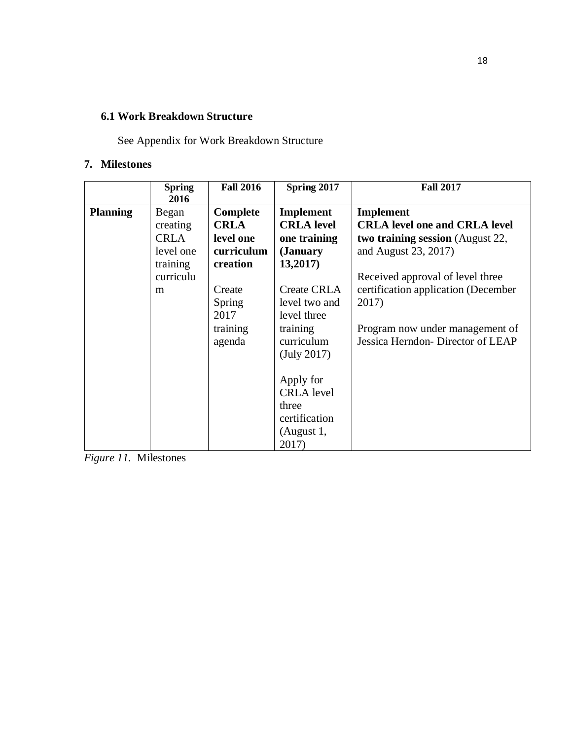### 6.1 Work Breakdown Structure

See Appendix for Work Breakdown Structure

## 7. Milestones

| | **Spring 2016** | **Fall 2016** | **Spring 2017** | **Fall 2017** |
|---|---|---|---|---|
| **Planning** | Began creating CRLA level one training curriculum | **Complete CRLA level one curriculum creation**<br><br>Create Spring 2017 training agenda | **Implement CRLA level one training (January 13,2017)**<br><br>Create CRLA level two and level three training curriculum (July 2017)<br><br>Apply for CRLA level three certification (August 1, 2017) | **Implement CRLA level one and CRLA level two training session** (August 22, and August 23, 2017)<br><br>Received approval of level three certification application (December 2017)<br><br>Program now under management of Jessica Herndon- Director of LEAP |

*Figure 11.* Milestones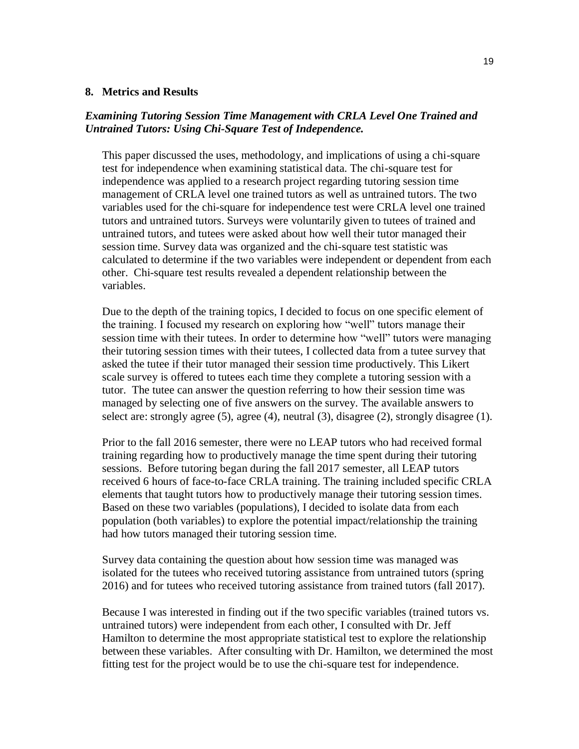## 8. Metrics and Results

### *Examining Tutoring Session Time Management with CRLA Level One Trained and Untrained Tutors: Using Chi-Square Test of Independence.*

This paper discussed the uses, methodology, and implications of using a chi-square test for independence when examining statistical data. The chi-square test for independence was applied to a research project regarding tutoring session time management of CRLA level one trained tutors as well as untrained tutors. The two variables used for the chi-square for independence test were CRLA level one trained tutors and untrained tutors. Surveys were voluntarily given to tutees of trained and untrained tutors, and tutees were asked about how well their tutor managed their session time. Survey data was organized and the chi-square test statistic was calculated to determine if the two variables were independent or dependent from each other. Chi-square test results revealed a dependent relationship between the variables.

Due to the depth of the training topics, I decided to focus on one specific element of the training. I focused my research on exploring how "well" tutors manage their session time with their tutees. In order to determine how "well" tutors were managing their tutoring session times with their tutees, I collected data from a tutee survey that asked the tutee if their tutor managed their session time productively. This Likert scale survey is offered to tutees each time they complete a tutoring session with a tutor. The tutee can answer the question referring to how their session time was managed by selecting one of five answers on the survey. The available answers to select are: strongly agree (5), agree (4), neutral (3), disagree (2), strongly disagree (1).

Prior to the fall 2016 semester, there were no LEAP tutors who had received formal training regarding how to productively manage the time spent during their tutoring sessions. Before tutoring began during the fall 2017 semester, all LEAP tutors received 6 hours of face-to-face CRLA training. The training included specific CRLA elements that taught tutors how to productively manage their tutoring session times. Based on these two variables (populations), I decided to isolate data from each population (both variables) to explore the potential impact/relationship the training had how tutors managed their tutoring session time.

Survey data containing the question about how session time was managed was isolated for the tutees who received tutoring assistance from untrained tutors (spring 2016) and for tutees who received tutoring assistance from trained tutors (fall 2017).

Because I was interested in finding out if the two specific variables (trained tutors vs. untrained tutors) were independent from each other, I consulted with Dr. Jeff Hamilton to determine the most appropriate statistical test to explore the relationship between these variables. After consulting with Dr. Hamilton, we determined the most fitting test for the project would be to use the chi-square test for independence.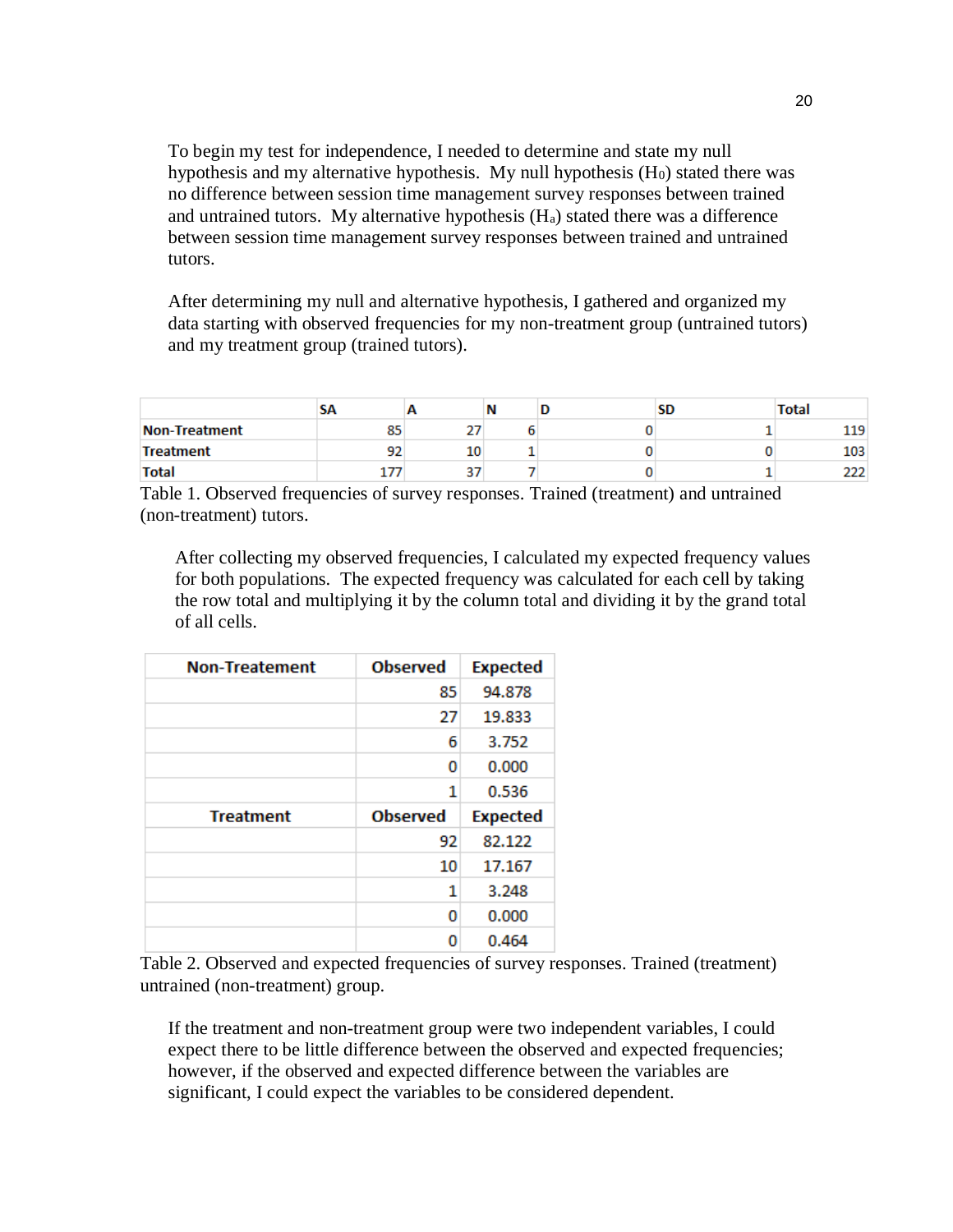To begin my test for independence, I needed to determine and state my null hypothesis and my alternative hypothesis. My null hypothesis ($H_0$) stated there was no difference between session time management survey responses between trained and untrained tutors. My alternative hypothesis ($H_a$) stated there was a difference between session time management survey responses between trained and untrained tutors.

After determining my null and alternative hypothesis, I gathered and organized my data starting with observed frequencies for my non-treatment group (untrained tutors) and my treatment group (trained tutors).

| | SA | A | N | D | SD | Total |
|---|---|---|---|---|---|---|
| **Non-Treatment** | 85 | 27 | 6 | 0 | 1 | 119 |
| **Treatment** | 92 | 10 | 1 | 0 | 0 | 103 |
| **Total** | 177 | 37 | 7 | 0 | 1 | 222 |

Table 1. Observed frequencies of survey responses. Trained (treatment) and untrained (non-treatment) tutors.

After collecting my observed frequencies, I calculated my expected frequency values for both populations. The expected frequency was calculated for each cell by taking the row total and multiplying it by the column total and dividing it by the grand total of all cells.

| Non-Treatement | Observed | Expected |
|---|---|---|
| | 85 | 94.878 |
| | 27 | 19.833 |
| | 6 | 3.752 |
| | 0 | 0.000 |
| | 1 | 0.536 |
| **Treatment** | **Observed** | **Expected** |
| | 92 | 82.122 |
| | 10 | 17.167 |
| | 1 | 3.248 |
| | 0 | 0.000 |
| | 0 | 0.464 |

Table 2. Observed and expected frequencies of survey responses. Trained (treatment) untrained (non-treatment) group.

If the treatment and non-treatment group were two independent variables, I could expect there to be little difference between the observed and expected frequencies; however, if the observed and expected difference between the variables are significant, I could expect the variables to be considered dependent.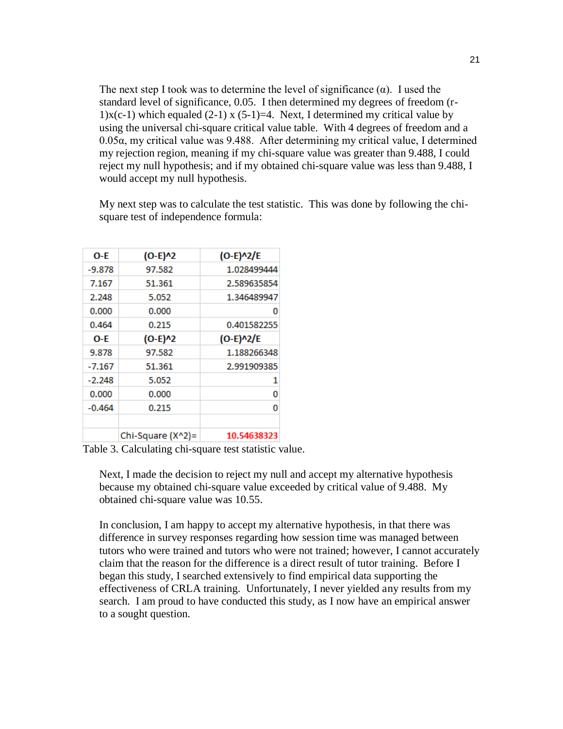The next step I took was to determine the level of significance (α). I used the standard level of significance, 0.05. I then determined my degrees of freedom (r-1)x(c-1) which equaled (2-1) x (5-1)=4. Next, I determined my critical value by using the universal chi-square critical value table. With 4 degrees of freedom and a 0.05α, my critical value was 9.488. After determining my critical value, I determined my rejection region, meaning if my chi-square value was greater than 9.488, I could reject my null hypothesis; and if my obtained chi-square value was less than 9.488, I would accept my null hypothesis.

My next step was to calculate the test statistic. This was done by following the chi-square test of independence formula:

| O-E | (O-E)^2 | (O-E)^2/E |
|---|---|---|
| -9.878 | 97.582 | 1.028499444 |
| 7.167 | 51.361 | 2.589635854 |
| 2.248 | 5.052 | 1.346489947 |
| 0.000 | 0.000 | 0 |
| 0.464 | 0.215 | 0.401582255 |
| O-E | (O-E)^2 | (O-E)^2/E |
| 9.878 | 97.582 | 1.188266348 |
| -7.167 | 51.361 | 2.991909385 |
| -2.248 | 5.052 | 1 |
| 0.000 | 0.000 | 0 |
| -0.464 | 0.215 | 0 |
| | | |
| | Chi-Square (X^2)= | 10.54638323 |

Table 3. Calculating chi-square test statistic value.

Next, I made the decision to reject my null and accept my alternative hypothesis because my obtained chi-square value exceeded by critical value of 9.488. My obtained chi-square value was 10.55.

In conclusion, I am happy to accept my alternative hypothesis, in that there was difference in survey responses regarding how session time was managed between tutors who were trained and tutors who were not trained; however, I cannot accurately claim that the reason for the difference is a direct result of tutor training. Before I began this study, I searched extensively to find empirical data supporting the effectiveness of CRLA training. Unfortunately, I never yielded any results from my search. I am proud to have conducted this study, as I now have an empirical answer to a sought question.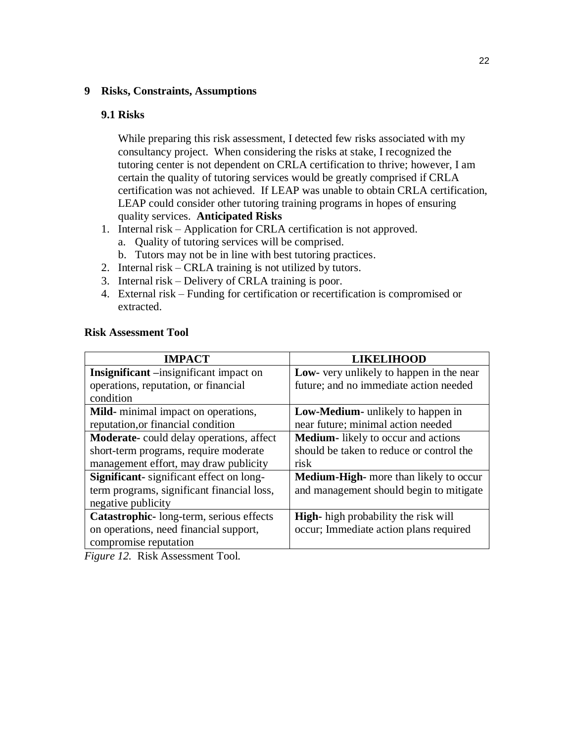## 9 Risks, Constraints, Assumptions

### 9.1 Risks

While preparing this risk assessment, I detected few risks associated with my consultancy project. When considering the risks at stake, I recognized the tutoring center is not dependent on CRLA certification to thrive; however, I am certain the quality of tutoring services would be greatly comprised if CRLA certification was not achieved. If LEAP was unable to obtain CRLA certification, LEAP could consider other tutoring training programs in hopes of ensuring quality services. **Anticipated Risks**

1. Internal risk – Application for CRLA certification is not approved.
   a. Quality of tutoring services will be comprised.
   b. Tutors may not be in line with best tutoring practices.
2. Internal risk – CRLA training is not utilized by tutors.
3. Internal risk – Delivery of CRLA training is poor.
4. External risk – Funding for certification or recertification is compromised or extracted.

**Risk Assessment Tool**

| IMPACT | LIKELIHOOD |
|---|---|
| **Insignificant** –insignificant impact on operations, reputation, or financial condition | **Low-** very unlikely to happen in the near future; and no immediate action needed |
| **Mild-** minimal impact on operations, reputation,or financial condition | **Low-Medium-** unlikely to happen in near future; minimal action needed |
| **Moderate-** could delay operations, affect short-term programs, require moderate management effort, may draw publicity | **Medium-** likely to occur and actions should be taken to reduce or control the risk |
| **Significant-** significant effect on long-term programs, significant financial loss, negative publicity | **Medium-High-** more than likely to occur and management should begin to mitigate |
| **Catastrophic-** long-term, serious effects on operations, need financial support, compromise reputation | **High-** high probability the risk will occur; Immediate action plans required |

*Figure 12.* Risk Assessment Tool.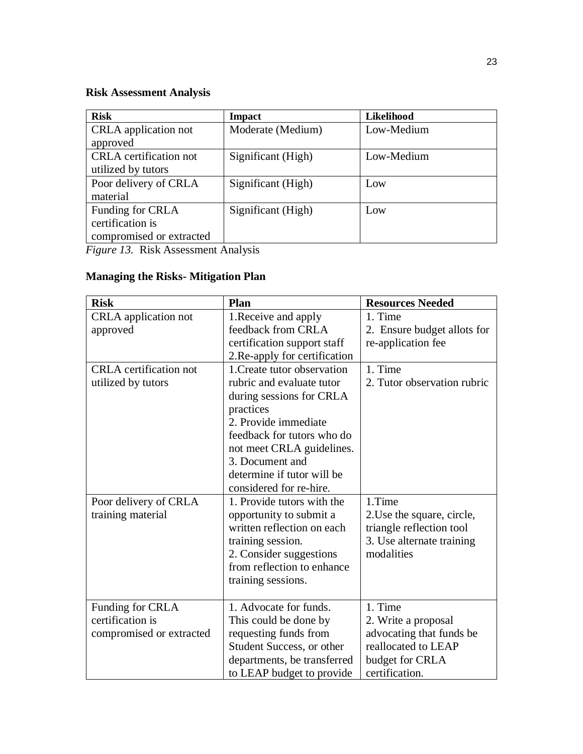**Risk Assessment Analysis**

| Risk | Impact | Likelihood |
|---|---|---|
| CRLA application not approved | Moderate (Medium) | Low-Medium |
| CRLA certification not utilized by tutors | Significant (High) | Low-Medium |
| Poor delivery of CRLA material | Significant (High) | Low |
| Funding for CRLA certification is compromised or extracted | Significant (High) | Low |

*Figure 13.* Risk Assessment Analysis

**Managing the Risks- Mitigation Plan**

| Risk | Plan | Resources Needed |
|---|---|---|
| CRLA application not approved | 1.Receive and apply feedback from CRLA certification support staff 2.Re-apply for certification | 1. Time 2. Ensure budget allots for re-application fee |
| CRLA certification not utilized by tutors | 1.Create tutor observation rubric and evaluate tutor during sessions for CRLA practices 2. Provide immediate feedback for tutors who do not meet CRLA guidelines. 3. Document and determine if tutor will be considered for re-hire. | 1. Time 2. Tutor observation rubric |
| Poor delivery of CRLA training material | 1. Provide tutors with the opportunity to submit a written reflection on each training session. 2. Consider suggestions from reflection to enhance training sessions. | 1.Time 2.Use the square, circle, triangle reflection tool 3. Use alternate training modalities |
| Funding for CRLA certification is compromised or extracted | 1. Advocate for funds. This could be done by requesting funds from Student Success, or other departments, be transferred to LEAP budget to provide | 1. Time 2. Write a proposal advocating that funds be reallocated to LEAP budget for CRLA certification. |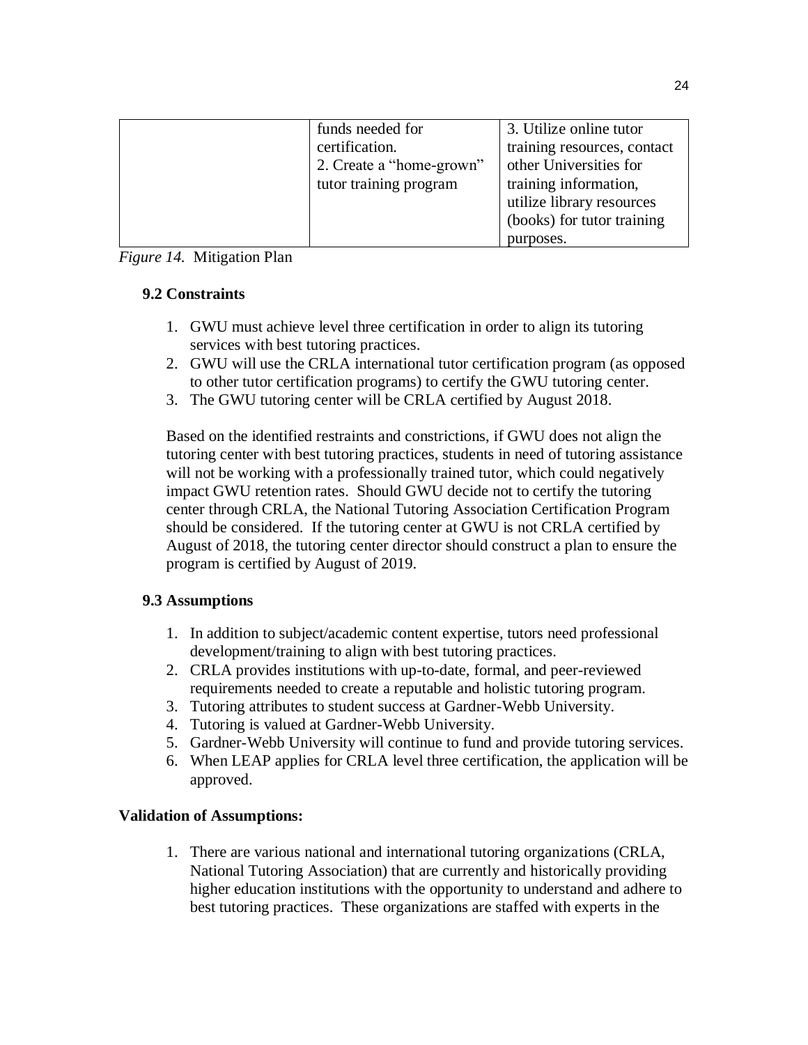| | funds needed for certification.<br>2. Create a "home-grown" tutor training program | 3. Utilize online tutor training resources, contact other Universities for training information, utilize library resources (books) for tutor training purposes. |
|---|---|---|

*Figure 14.* Mitigation Plan

### 9.2 Constraints

1. GWU must achieve level three certification in order to align its tutoring services with best tutoring practices.
2. GWU will use the CRLA international tutor certification program (as opposed to other tutor certification programs) to certify the GWU tutoring center.
3. The GWU tutoring center will be CRLA certified by August 2018.

Based on the identified restraints and constrictions, if GWU does not align the tutoring center with best tutoring practices, students in need of tutoring assistance will not be working with a professionally trained tutor, which could negatively impact GWU retention rates. Should GWU decide not to certify the tutoring center through CRLA, the National Tutoring Association Certification Program should be considered. If the tutoring center at GWU is not CRLA certified by August of 2018, the tutoring center director should construct a plan to ensure the program is certified by August of 2019.

### 9.3 Assumptions

1. In addition to subject/academic content expertise, tutors need professional development/training to align with best tutoring practices.
2. CRLA provides institutions with up-to-date, formal, and peer-reviewed requirements needed to create a reputable and holistic tutoring program.
3. Tutoring attributes to student success at Gardner-Webb University.
4. Tutoring is valued at Gardner-Webb University.
5. Gardner-Webb University will continue to fund and provide tutoring services.
6. When LEAP applies for CRLA level three certification, the application will be approved.

**Validation of Assumptions:**

1. There are various national and international tutoring organizations (CRLA, National Tutoring Association) that are currently and historically providing higher education institutions with the opportunity to understand and adhere to best tutoring practices. These organizations are staffed with experts in the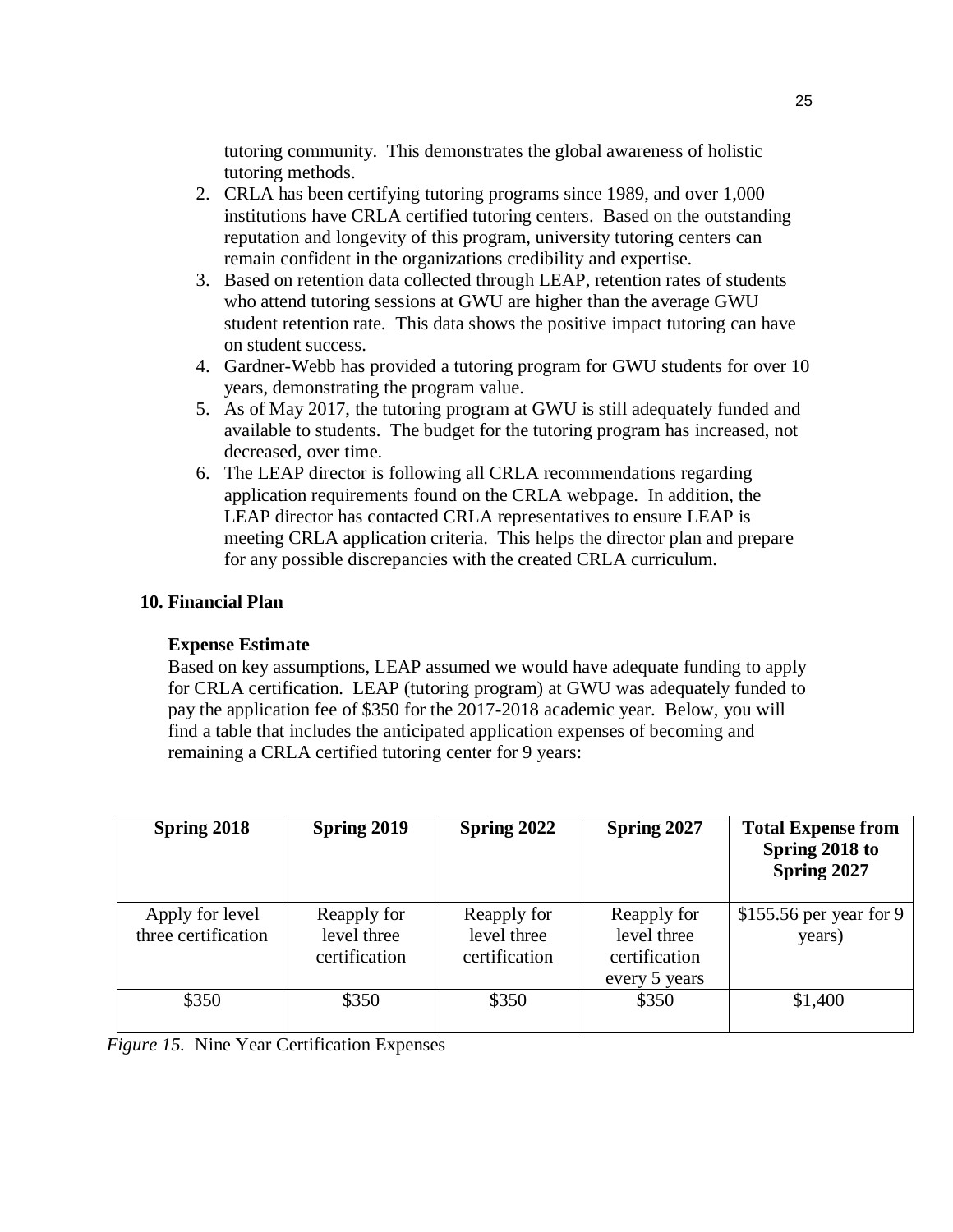tutoring community. This demonstrates the global awareness of holistic tutoring methods.

2. CRLA has been certifying tutoring programs since 1989, and over 1,000 institutions have CRLA certified tutoring centers. Based on the outstanding reputation and longevity of this program, university tutoring centers can remain confident in the organizations credibility and expertise.
3. Based on retention data collected through LEAP, retention rates of students who attend tutoring sessions at GWU are higher than the average GWU student retention rate. This data shows the positive impact tutoring can have on student success.
4. Gardner-Webb has provided a tutoring program for GWU students for over 10 years, demonstrating the program value.
5. As of May 2017, the tutoring program at GWU is still adequately funded and available to students. The budget for the tutoring program has increased, not decreased, over time.
6. The LEAP director is following all CRLA recommendations regarding application requirements found on the CRLA webpage. In addition, the LEAP director has contacted CRLA representatives to ensure LEAP is meeting CRLA application criteria. This helps the director plan and prepare for any possible discrepancies with the created CRLA curriculum.

## 10. Financial Plan

### Expense Estimate

Based on key assumptions, LEAP assumed we would have adequate funding to apply for CRLA certification. LEAP (tutoring program) at GWU was adequately funded to pay the application fee of $350 for the 2017-2018 academic year. Below, you will find a table that includes the anticipated application expenses of becoming and remaining a CRLA certified tutoring center for 9 years:

| Spring 2018 | Spring 2019 | Spring 2022 | Spring 2027 | Total Expense from Spring 2018 to Spring 2027 |
|---|---|---|---|---|
| Apply for level three certification | Reapply for level three certification | Reapply for level three certification | Reapply for level three certification every 5 years | $155.56 per year for 9 years) |
| $350 | $350 | $350 | $350 | $1,400 |

*Figure 15.* Nine Year Certification Expenses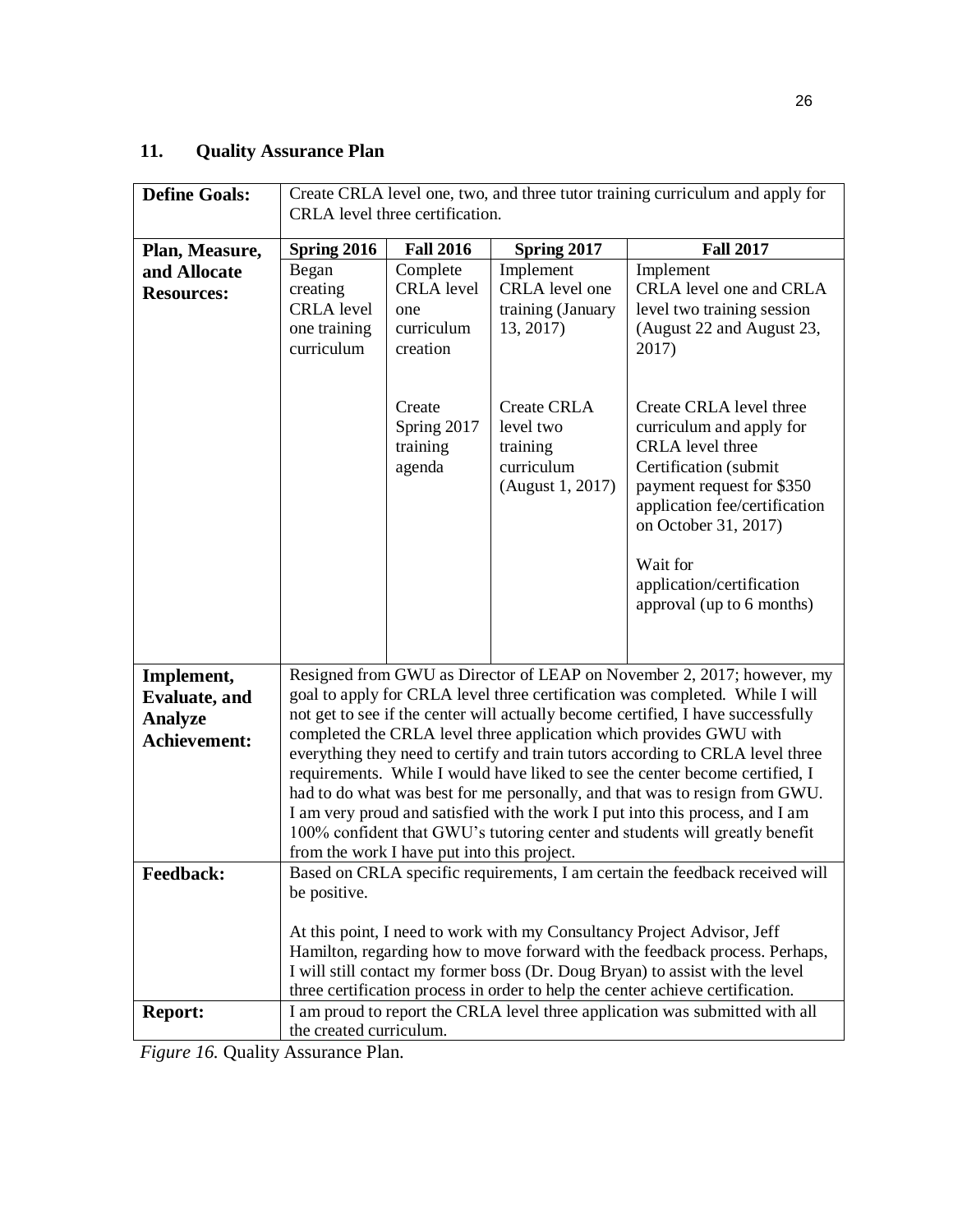## 11. Quality Assurance Plan

| **Define Goals:** | Create CRLA level one, two, and three tutor training curriculum and apply for CRLA level three certification. | | | |
|---|---|---|---|---|
| **Plan, Measure, and Allocate Resources:** | **Spring 2016** | **Fall 2016** | **Spring 2017** | **Fall 2017** |
| | Began creating CRLA level one training curriculum | Complete CRLA level one curriculum creation<br><br>Create Spring 2017 training agenda | Implement CRLA level one training (January 13, 2017)<br><br>Create CRLA level two training curriculum (August 1, 2017) | Implement CRLA level one and CRLA level two training session (August 22 and August 23, 2017)<br><br>Create CRLA level three curriculum and apply for CRLA level three Certification (submit payment request for $350 application fee/certification on October 31, 2017)<br><br>Wait for application/certification approval (up to 6 months) |
| **Implement, Evaluate, and Analyze Achievement:** | Resigned from GWU as Director of LEAP on November 2, 2017; however, my goal to apply for CRLA level three certification was completed. While I will not get to see if the center will actually become certified, I have successfully completed the CRLA level three application which provides GWU with everything they need to certify and train tutors according to CRLA level three requirements. While I would have liked to see the center become certified, I had to do what was best for me personally, and that was to resign from GWU. I am very proud and satisfied with the work I put into this process, and I am 100% confident that GWU's tutoring center and students will greatly benefit from the work I have put into this project. | | | |
| **Feedback:** | Based on CRLA specific requirements, I am certain the feedback received will be positive.<br><br>At this point, I need to work with my Consultancy Project Advisor, Jeff Hamilton, regarding how to move forward with the feedback process. Perhaps, I will still contact my former boss (Dr. Doug Bryan) to assist with the level three certification process in order to help the center achieve certification. | | | |
| **Report:** | I am proud to report the CRLA level three application was submitted with all the created curriculum. | | | |

*Figure 16.* Quality Assurance Plan.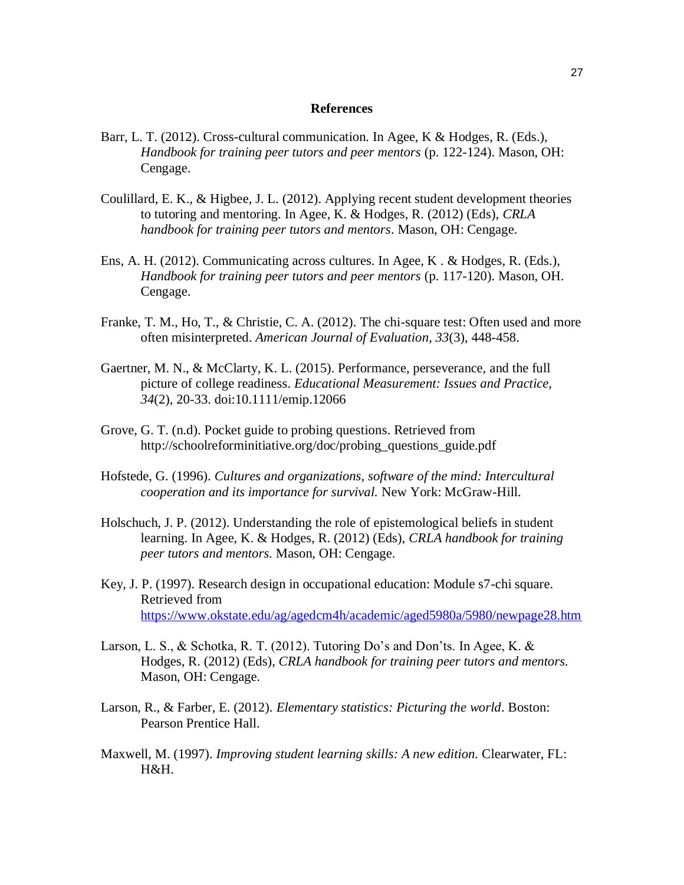## References

Barr, L. T. (2012). Cross-cultural communication. In Agee, K & Hodges, R. (Eds.), *Handbook for training peer tutors and peer mentors* (p. 122-124). Mason, OH: Cengage.

Coulillard, E. K., & Higbee, J. L. (2012). Applying recent student development theories to tutoring and mentoring. In Agee, K. & Hodges, R. (2012) (Eds), *CRLA handbook for training peer tutors and mentors*. Mason, OH: Cengage.

Ens, A. H. (2012). Communicating across cultures. In Agee, K . & Hodges, R. (Eds.), *Handbook for training peer tutors and peer mentors* (p. 117-120). Mason, OH. Cengage.

Franke, T. M., Ho, T., & Christie, C. A. (2012). The chi-square test: Often used and more often misinterpreted. *American Journal of Evaluation, 33*(3), 448-458.

Gaertner, M. N., & McClarty, K. L. (2015). Performance, perseverance, and the full picture of college readiness. *Educational Measurement: Issues and Practice, 34*(2), 20-33. doi:10.1111/emip.12066

Grove, G. T. (n.d). Pocket guide to probing questions. Retrieved from http://schoolreforminitiative.org/doc/probing_questions_guide.pdf

Hofstede, G. (1996). *Cultures and organizations, software of the mind: Intercultural cooperation and its importance for survival.* New York: McGraw-Hill.

Holschuch, J. P. (2012). Understanding the role of epistemological beliefs in student learning. In Agee, K. & Hodges, R. (2012) (Eds), *CRLA handbook for training peer tutors and mentors.* Mason, OH: Cengage.

Key, J. P. (1997). Research design in occupational education: Module s7-chi square. Retrieved from https://www.okstate.edu/ag/agedcm4h/academic/aged5980a/5980/newpage28.htm

Larson, L. S., & Schotka, R. T. (2012). Tutoring Do's and Don'ts. In Agee, K. & Hodges, R. (2012) (Eds), *CRLA handbook for training peer tutors and mentors.* Mason, OH: Cengage.

Larson, R., & Farber, E. (2012). *Elementary statistics: Picturing the world*. Boston: Pearson Prentice Hall.

Maxwell, M. (1997). *Improving student learning skills: A new edition.* Clearwater, FL: H&H.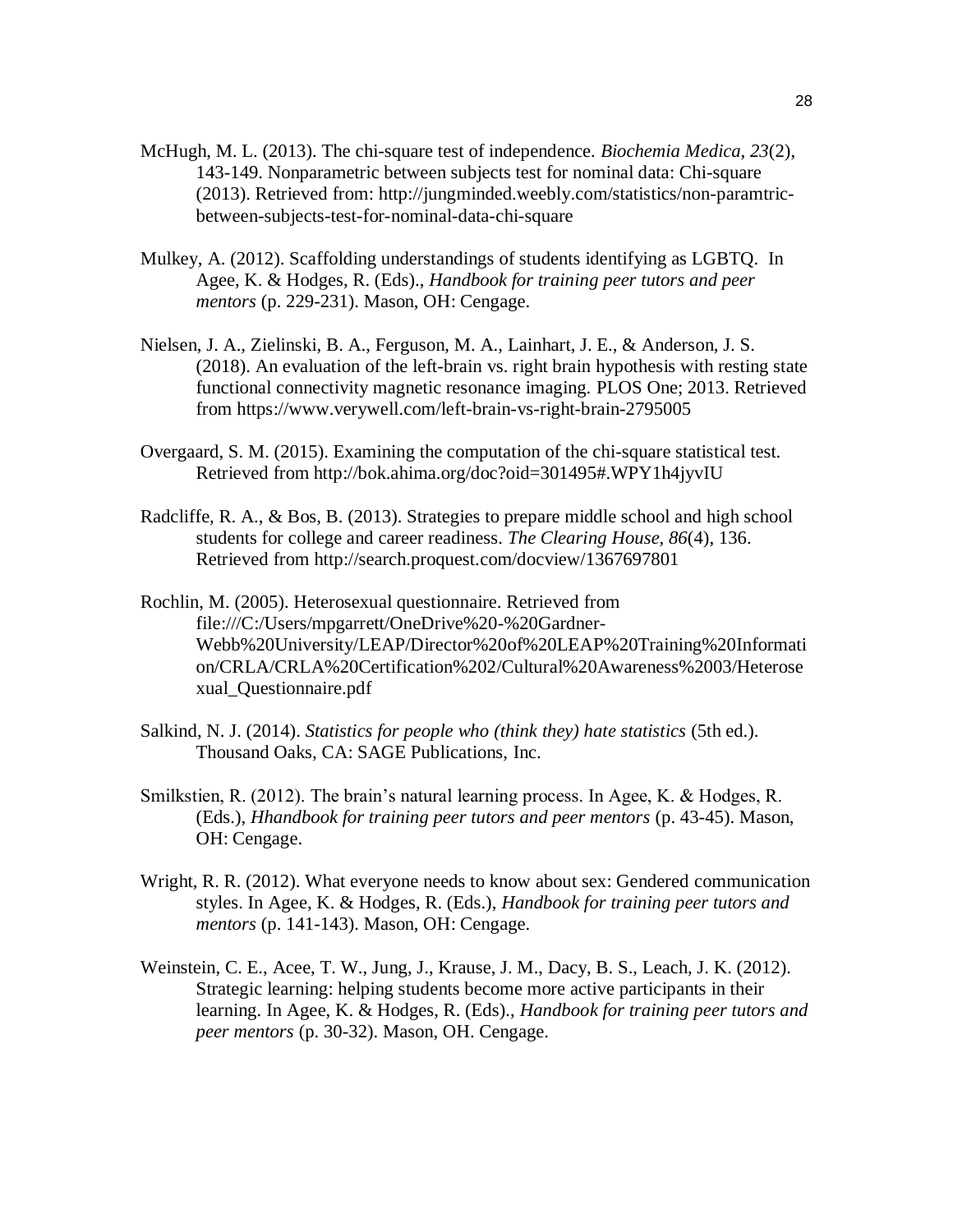McHugh, M. L. (2013). The chi-square test of independence. *Biochemia Medica, 23*(2), 143-149. Nonparametric between subjects test for nominal data: Chi-square (2013). Retrieved from: http://jungminded.weebly.com/statistics/non-paramtric-between-subjects-test-for-nominal-data-chi-square

Mulkey, A. (2012). Scaffolding understandings of students identifying as LGBTQ. In Agee, K. & Hodges, R. (Eds)., *Handbook for training peer tutors and peer mentors* (p. 229-231). Mason, OH: Cengage.

Nielsen, J. A., Zielinski, B. A., Ferguson, M. A., Lainhart, J. E., & Anderson, J. S. (2018). An evaluation of the left-brain vs. right brain hypothesis with resting state functional connectivity magnetic resonance imaging. PLOS One; 2013. Retrieved from https://www.verywell.com/left-brain-vs-right-brain-2795005

Overgaard, S. M. (2015). Examining the computation of the chi-square statistical test. Retrieved from http://bok.ahima.org/doc?oid=301495#.WPY1h4jyvIU

Radcliffe, R. A., & Bos, B. (2013). Strategies to prepare middle school and high school students for college and career readiness. *The Clearing House, 86*(4), 136. Retrieved from http://search.proquest.com/docview/1367697801

Rochlin, M. (2005). Heterosexual questionnaire. Retrieved from file:///C:/Users/mpgarrett/OneDrive%20-%20Gardner-Webb%20University/LEAP/Director%20of%20LEAP%20Training%20Information/CRLA/CRLA%20Certification%202/Cultural%20Awareness%2003/Heterosexual_Questionnaire.pdf

Salkind, N. J. (2014). *Statistics for people who (think they) hate statistics* (5th ed.). Thousand Oaks, CA: SAGE Publications, Inc.

Smilkstien, R. (2012). The brain's natural learning process. In Agee, K. & Hodges, R. (Eds.), *Hhandbook for training peer tutors and peer mentors* (p. 43-45). Mason, OH: Cengage.

Wright, R. R. (2012). What everyone needs to know about sex: Gendered communication styles. In Agee, K. & Hodges, R. (Eds.), *Handbook for training peer tutors and mentors* (p. 141-143). Mason, OH: Cengage.

Weinstein, C. E., Acee, T. W., Jung, J., Krause, J. M., Dacy, B. S., Leach, J. K. (2012). Strategic learning: helping students become more active participants in their learning. In Agee, K. & Hodges, R. (Eds)., *Handbook for training peer tutors and peer mentors* (p. 30-32). Mason, OH. Cengage.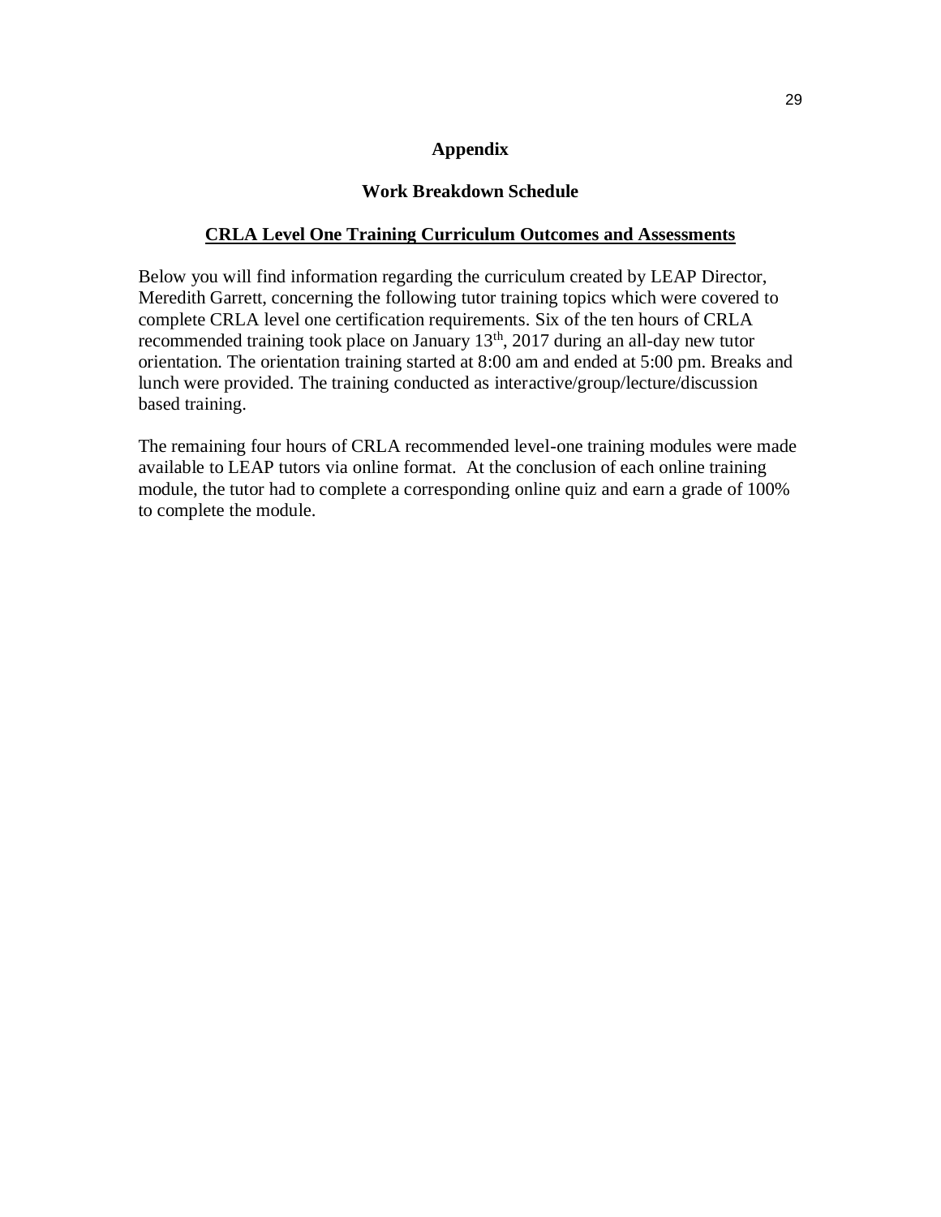# Appendix

## Work Breakdown Schedule

### CRLA Level One Training Curriculum Outcomes and Assessments

Below you will find information regarding the curriculum created by LEAP Director, Meredith Garrett, concerning the following tutor training topics which were covered to complete CRLA level one certification requirements. Six of the ten hours of CRLA recommended training took place on January 13th, 2017 during an all-day new tutor orientation. The orientation training started at 8:00 am and ended at 5:00 pm. Breaks and lunch were provided. The training conducted as interactive/group/lecture/discussion based training.

The remaining four hours of CRLA recommended level-one training modules were made available to LEAP tutors via online format. At the conclusion of each online training module, the tutor had to complete a corresponding online quiz and earn a grade of 100% to complete the module.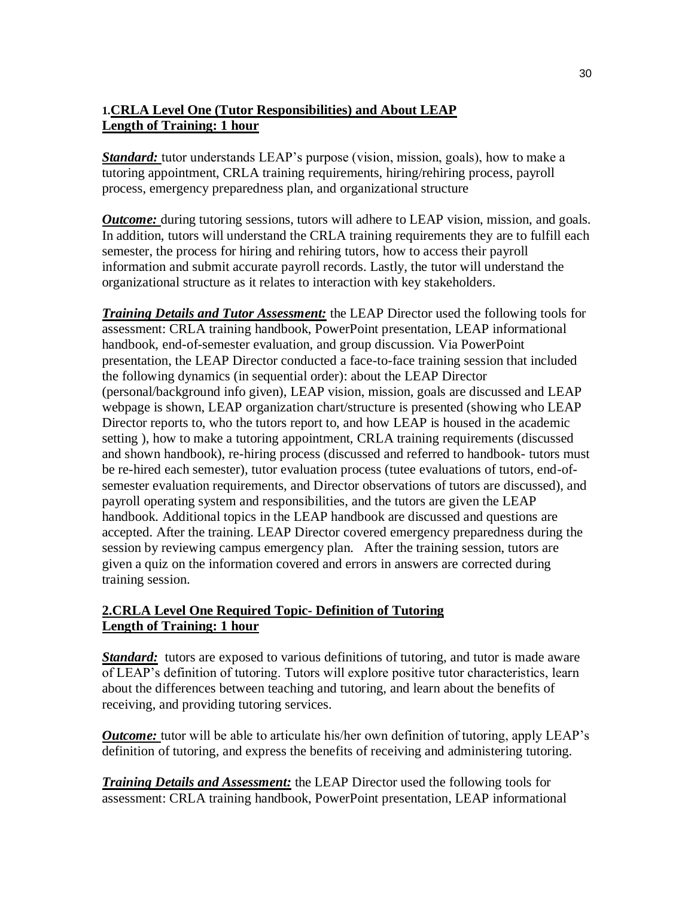**1.CRLA Level One (Tutor Responsibilities) and About LEAP**
**Length of Training: 1 hour**

***Standard:*** tutor understands LEAP's purpose (vision, mission, goals), how to make a tutoring appointment, CRLA training requirements, hiring/rehiring process, payroll process, emergency preparedness plan, and organizational structure

***Outcome:*** during tutoring sessions, tutors will adhere to LEAP vision, mission, and goals. In addition, tutors will understand the CRLA training requirements they are to fulfill each semester, the process for hiring and rehiring tutors, how to access their payroll information and submit accurate payroll records. Lastly, the tutor will understand the organizational structure as it relates to interaction with key stakeholders.

***Training Details and Tutor Assessment:*** the LEAP Director used the following tools for assessment: CRLA training handbook, PowerPoint presentation, LEAP informational handbook, end-of-semester evaluation, and group discussion. Via PowerPoint presentation, the LEAP Director conducted a face-to-face training session that included the following dynamics (in sequential order): about the LEAP Director (personal/background info given), LEAP vision, mission, goals are discussed and LEAP webpage is shown, LEAP organization chart/structure is presented (showing who LEAP Director reports to, who the tutors report to, and how LEAP is housed in the academic setting ), how to make a tutoring appointment, CRLA training requirements (discussed and shown handbook), re-hiring process (discussed and referred to handbook- tutors must be re-hired each semester), tutor evaluation process (tutee evaluations of tutors, end-of-semester evaluation requirements, and Director observations of tutors are discussed), and payroll operating system and responsibilities, and the tutors are given the LEAP handbook. Additional topics in the LEAP handbook are discussed and questions are accepted. After the training. LEAP Director covered emergency preparedness during the session by reviewing campus emergency plan. After the training session, tutors are given a quiz on the information covered and errors in answers are corrected during training session.

**2.CRLA Level One Required Topic- Definition of Tutoring**
**Length of Training: 1 hour**

***Standard:*** tutors are exposed to various definitions of tutoring, and tutor is made aware of LEAP's definition of tutoring. Tutors will explore positive tutor characteristics, learn about the differences between teaching and tutoring, and learn about the benefits of receiving, and providing tutoring services.

***Outcome:*** tutor will be able to articulate his/her own definition of tutoring, apply LEAP's definition of tutoring, and express the benefits of receiving and administering tutoring.

***Training Details and Assessment:*** the LEAP Director used the following tools for assessment: CRLA training handbook, PowerPoint presentation, LEAP informational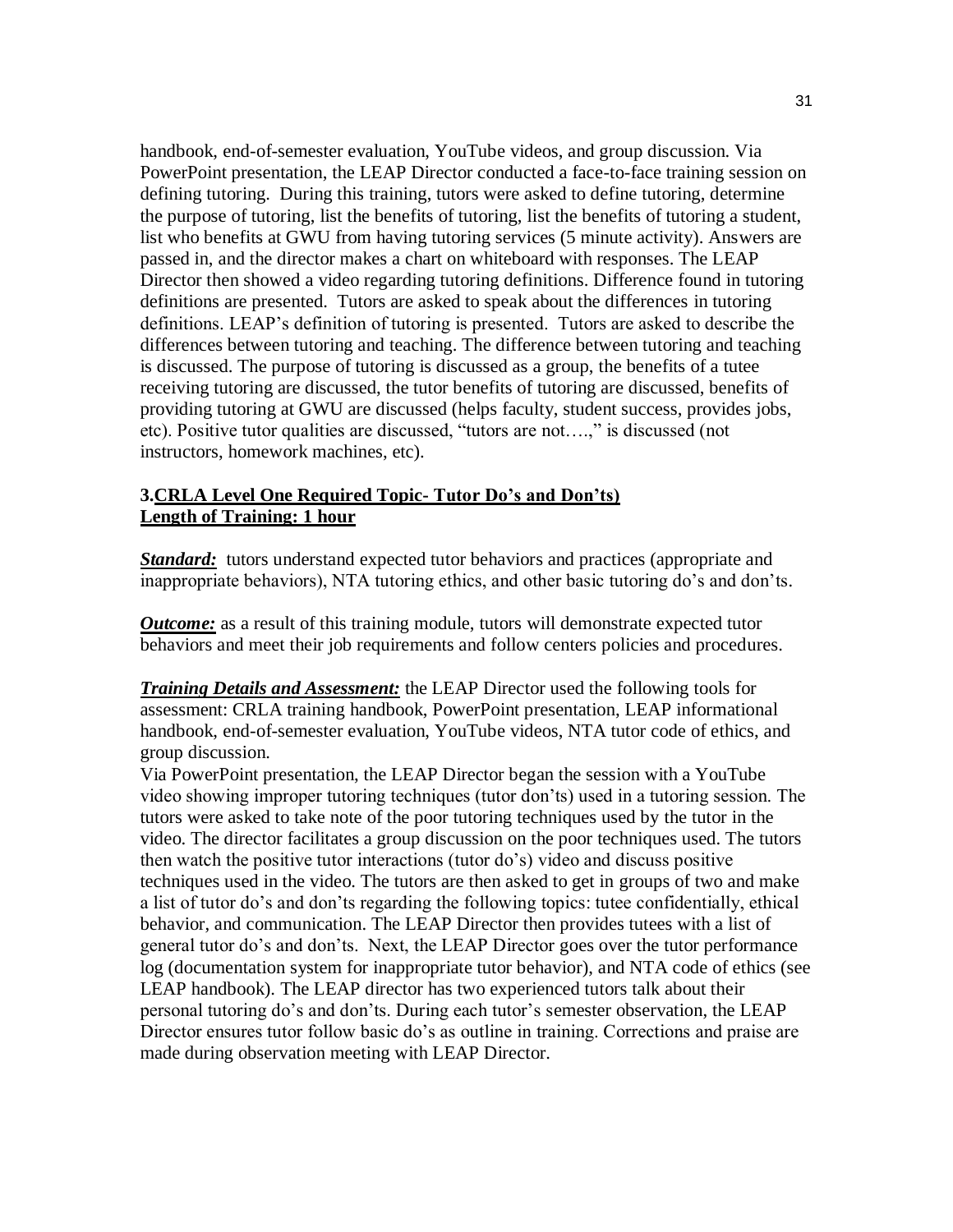handbook, end-of-semester evaluation, YouTube videos, and group discussion. Via PowerPoint presentation, the LEAP Director conducted a face-to-face training session on defining tutoring. During this training, tutors were asked to define tutoring, determine the purpose of tutoring, list the benefits of tutoring, list the benefits of tutoring a student, list who benefits at GWU from having tutoring services (5 minute activity). Answers are passed in, and the director makes a chart on whiteboard with responses. The LEAP Director then showed a video regarding tutoring definitions. Difference found in tutoring definitions are presented. Tutors are asked to speak about the differences in tutoring definitions. LEAP's definition of tutoring is presented. Tutors are asked to describe the differences between tutoring and teaching. The difference between tutoring and teaching is discussed. The purpose of tutoring is discussed as a group, the benefits of a tutee receiving tutoring are discussed, the tutor benefits of tutoring are discussed, benefits of providing tutoring at GWU are discussed (helps faculty, student success, provides jobs, etc). Positive tutor qualities are discussed, "tutors are not….," is discussed (not instructors, homework machines, etc).

**3.CRLA Level One Required Topic- Tutor Do's and Don'ts)**
**Length of Training: 1 hour**

***Standard:*** tutors understand expected tutor behaviors and practices (appropriate and inappropriate behaviors), NTA tutoring ethics, and other basic tutoring do's and don'ts.

***Outcome:*** as a result of this training module, tutors will demonstrate expected tutor behaviors and meet their job requirements and follow centers policies and procedures.

***Training Details and Assessment:*** the LEAP Director used the following tools for assessment: CRLA training handbook, PowerPoint presentation, LEAP informational handbook, end-of-semester evaluation, YouTube videos, NTA tutor code of ethics, and group discussion.
Via PowerPoint presentation, the LEAP Director began the session with a YouTube video showing improper tutoring techniques (tutor don'ts) used in a tutoring session. The tutors were asked to take note of the poor tutoring techniques used by the tutor in the video. The director facilitates a group discussion on the poor techniques used. The tutors then watch the positive tutor interactions (tutor do's) video and discuss positive techniques used in the video. The tutors are then asked to get in groups of two and make a list of tutor do's and don'ts regarding the following topics: tutee confidentially, ethical behavior, and communication. The LEAP Director then provides tutees with a list of general tutor do's and don'ts. Next, the LEAP Director goes over the tutor performance log (documentation system for inappropriate tutor behavior), and NTA code of ethics (see LEAP handbook). The LEAP director has two experienced tutors talk about their personal tutoring do's and don'ts. During each tutor's semester observation, the LEAP Director ensures tutor follow basic do's as outline in training. Corrections and praise are made during observation meeting with LEAP Director.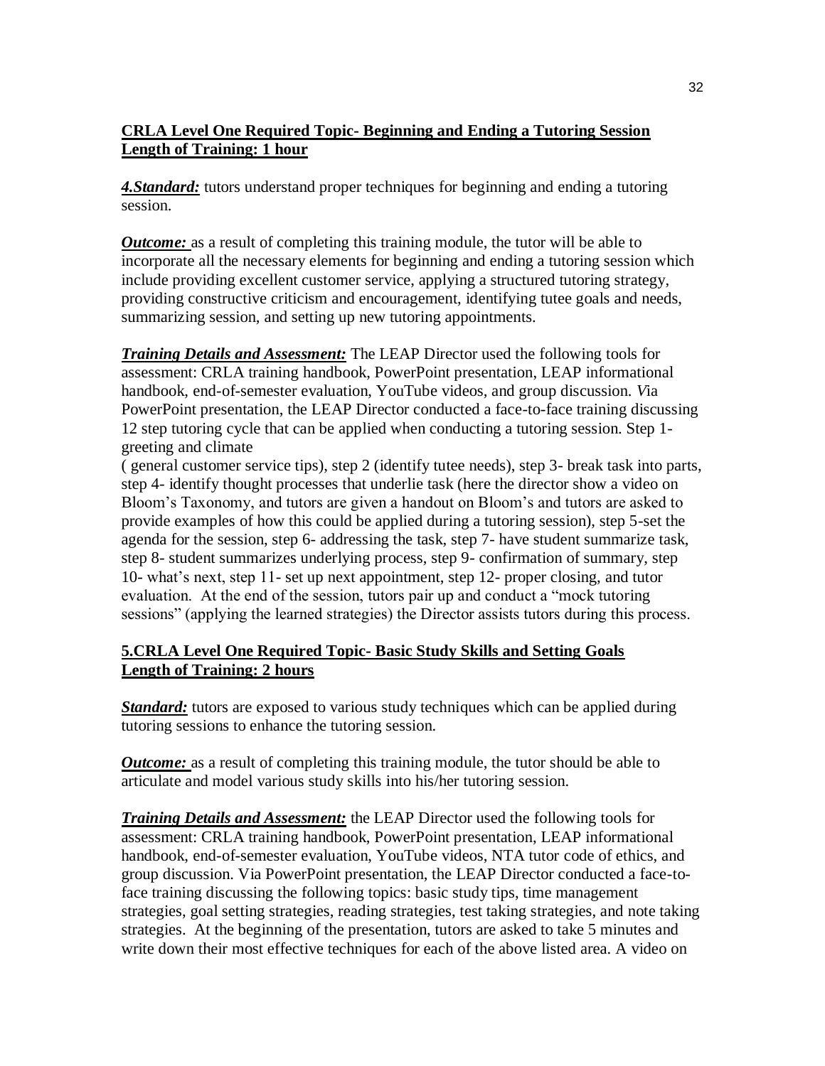**CRLA Level One Required Topic- Beginning and Ending a Tutoring Session**
**Length of Training: 1 hour**

***4.Standard:*** tutors understand proper techniques for beginning and ending a tutoring session.

***Outcome:*** as a result of completing this training module, the tutor will be able to incorporate all the necessary elements for beginning and ending a tutoring session which include providing excellent customer service, applying a structured tutoring strategy, providing constructive criticism and encouragement, identifying tutee goals and needs, summarizing session, and setting up new tutoring appointments.

***Training Details and Assessment:*** The LEAP Director used the following tools for assessment: CRLA training handbook, PowerPoint presentation, LEAP informational handbook, end-of-semester evaluation, YouTube videos, and group discussion. *V*ia PowerPoint presentation, the LEAP Director conducted a face-to-face training discussing 12 step tutoring cycle that can be applied when conducting a tutoring session. Step 1- greeting and climate
( general customer service tips), step 2 (identify tutee needs), step 3- break task into parts, step 4- identify thought processes that underlie task (here the director show a video on Bloom's Taxonomy, and tutors are given a handout on Bloom's and tutors are asked to provide examples of how this could be applied during a tutoring session), step 5-set the agenda for the session, step 6- addressing the task, step 7- have student summarize task, step 8- student summarizes underlying process, step 9- confirmation of summary, step 10- what's next, step 11- set up next appointment, step 12- proper closing, and tutor evaluation. At the end of the session, tutors pair up and conduct a "mock tutoring sessions" (applying the learned strategies) the Director assists tutors during this process.

**5.CRLA Level One Required Topic- Basic Study Skills and Setting Goals**
**Length of Training: 2 hours**

***Standard:*** tutors are exposed to various study techniques which can be applied during tutoring sessions to enhance the tutoring session.

***Outcome:*** as a result of completing this training module, the tutor should be able to articulate and model various study skills into his/her tutoring session.

***Training Details and Assessment:*** the LEAP Director used the following tools for assessment: CRLA training handbook, PowerPoint presentation, LEAP informational handbook, end-of-semester evaluation, YouTube videos, NTA tutor code of ethics, and group discussion. Via PowerPoint presentation, the LEAP Director conducted a face-to-face training discussing the following topics: basic study tips, time management strategies, goal setting strategies, reading strategies, test taking strategies, and note taking strategies. At the beginning of the presentation, tutors are asked to take 5 minutes and write down their most effective techniques for each of the above listed area. A video on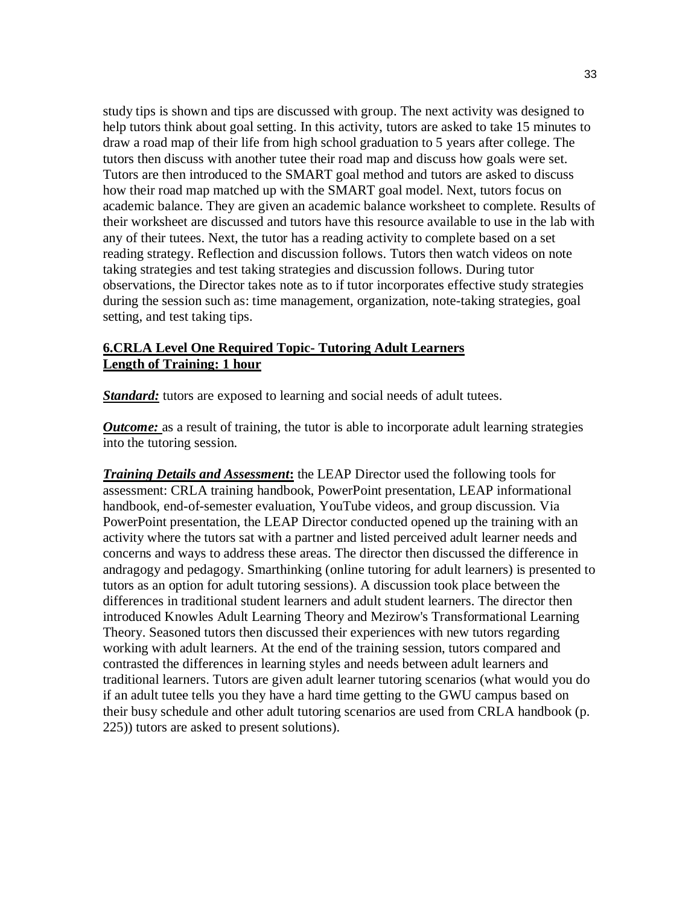study tips is shown and tips are discussed with group. The next activity was designed to help tutors think about goal setting. In this activity, tutors are asked to take 15 minutes to draw a road map of their life from high school graduation to 5 years after college. The tutors then discuss with another tutee their road map and discuss how goals were set. Tutors are then introduced to the SMART goal method and tutors are asked to discuss how their road map matched up with the SMART goal model. Next, tutors focus on academic balance. They are given an academic balance worksheet to complete. Results of their worksheet are discussed and tutors have this resource available to use in the lab with any of their tutees. Next, the tutor has a reading activity to complete based on a set reading strategy. Reflection and discussion follows. Tutors then watch videos on note taking strategies and test taking strategies and discussion follows. During tutor observations, the Director takes note as to if tutor incorporates effective study strategies during the session such as: time management, organization, note-taking strategies, goal setting, and test taking tips.

**6.CRLA Level One Required Topic- Tutoring Adult Learners**
**Length of Training: 1 hour**

***Standard:*** tutors are exposed to learning and social needs of adult tutees.

***Outcome:*** as a result of training, the tutor is able to incorporate adult learning strategies into the tutoring session.

***Training Details and Assessment*****:** the LEAP Director used the following tools for assessment: CRLA training handbook, PowerPoint presentation, LEAP informational handbook, end-of-semester evaluation, YouTube videos, and group discussion. Via PowerPoint presentation, the LEAP Director conducted opened up the training with an activity where the tutors sat with a partner and listed perceived adult learner needs and concerns and ways to address these areas. The director then discussed the difference in andragogy and pedagogy. Smarthinking (online tutoring for adult learners) is presented to tutors as an option for adult tutoring sessions). A discussion took place between the differences in traditional student learners and adult student learners. The director then introduced Knowles Adult Learning Theory and Mezirow's Transformational Learning Theory. Seasoned tutors then discussed their experiences with new tutors regarding working with adult learners. At the end of the training session, tutors compared and contrasted the differences in learning styles and needs between adult learners and traditional learners. Tutors are given adult learner tutoring scenarios (what would you do if an adult tutee tells you they have a hard time getting to the GWU campus based on their busy schedule and other adult tutoring scenarios are used from CRLA handbook (p. 225)) tutors are asked to present solutions).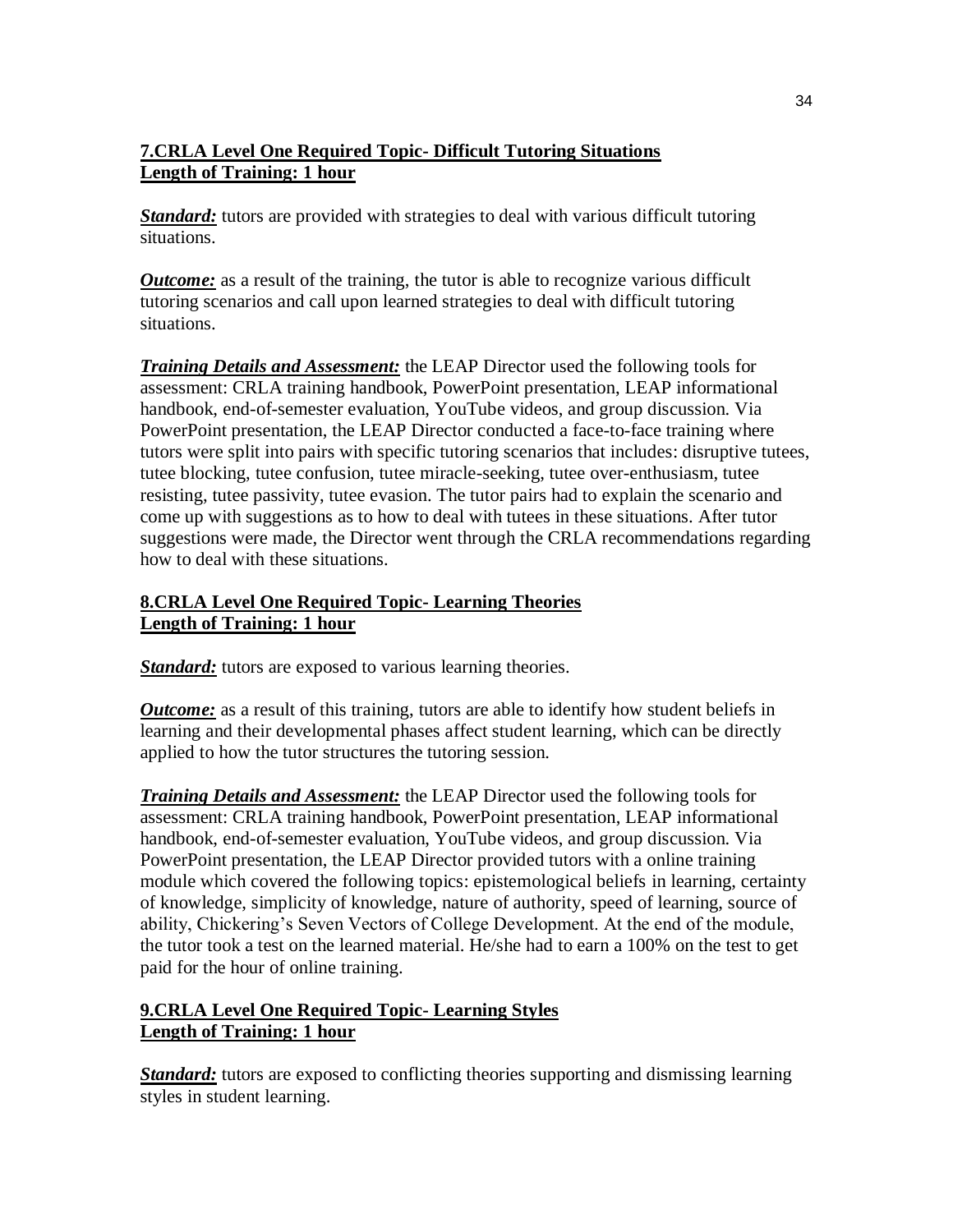**7.CRLA Level One Required Topic- Difficult Tutoring Situations**
**Length of Training: 1 hour**

***Standard:*** tutors are provided with strategies to deal with various difficult tutoring situations.

***Outcome:*** as a result of the training, the tutor is able to recognize various difficult tutoring scenarios and call upon learned strategies to deal with difficult tutoring situations.

***Training Details and Assessment:*** the LEAP Director used the following tools for assessment: CRLA training handbook, PowerPoint presentation, LEAP informational handbook, end-of-semester evaluation, YouTube videos, and group discussion. Via PowerPoint presentation, the LEAP Director conducted a face-to-face training where tutors were split into pairs with specific tutoring scenarios that includes: disruptive tutees, tutee blocking, tutee confusion, tutee miracle-seeking, tutee over-enthusiasm, tutee resisting, tutee passivity, tutee evasion. The tutor pairs had to explain the scenario and come up with suggestions as to how to deal with tutees in these situations. After tutor suggestions were made, the Director went through the CRLA recommendations regarding how to deal with these situations.

**8.CRLA Level One Required Topic- Learning Theories**
**Length of Training: 1 hour**

***Standard:*** tutors are exposed to various learning theories.

***Outcome:*** as a result of this training, tutors are able to identify how student beliefs in learning and their developmental phases affect student learning, which can be directly applied to how the tutor structures the tutoring session.

***Training Details and Assessment:*** the LEAP Director used the following tools for assessment: CRLA training handbook, PowerPoint presentation, LEAP informational handbook, end-of-semester evaluation, YouTube videos, and group discussion. Via PowerPoint presentation, the LEAP Director provided tutors with a online training module which covered the following topics: epistemological beliefs in learning, certainty of knowledge, simplicity of knowledge, nature of authority, speed of learning, source of ability, Chickering's Seven Vectors of College Development. At the end of the module, the tutor took a test on the learned material. He/she had to earn a 100% on the test to get paid for the hour of online training.

**9.CRLA Level One Required Topic- Learning Styles**
**Length of Training: 1 hour**

***Standard:*** tutors are exposed to conflicting theories supporting and dismissing learning styles in student learning.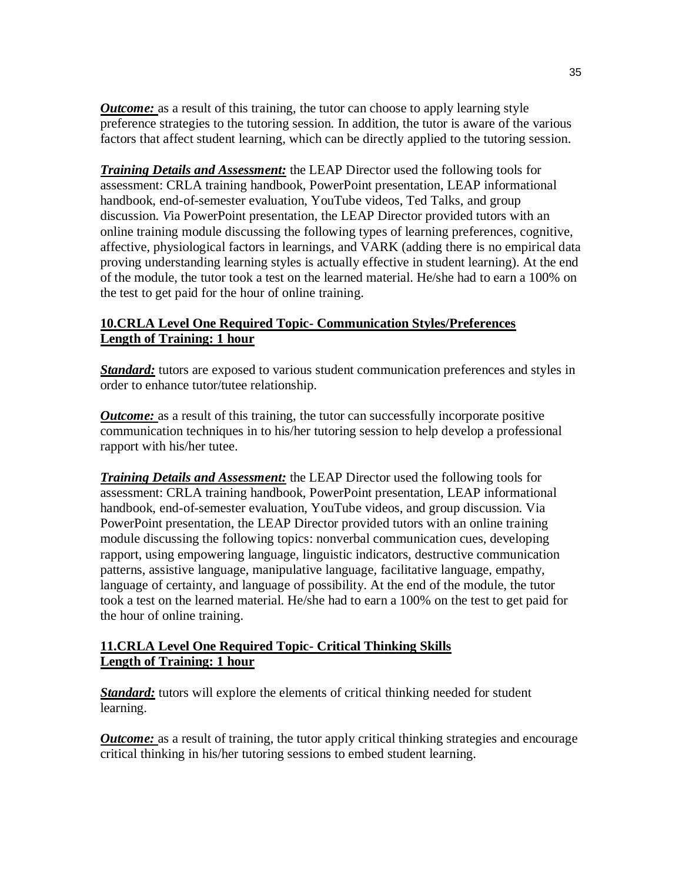***Outcome:*** as a result of this training, the tutor can choose to apply learning style preference strategies to the tutoring session. In addition, the tutor is aware of the various factors that affect student learning, which can be directly applied to the tutoring session.

***Training Details and Assessment:*** the LEAP Director used the following tools for assessment: CRLA training handbook, PowerPoint presentation, LEAP informational handbook, end-of-semester evaluation, YouTube videos, Ted Talks, and group discussion. *V*ia PowerPoint presentation, the LEAP Director provided tutors with an online training module discussing the following types of learning preferences, cognitive, affective, physiological factors in learnings, and VARK (adding there is no empirical data proving understanding learning styles is actually effective in student learning). At the end of the module, the tutor took a test on the learned material. He/she had to earn a 100% on the test to get paid for the hour of online training.

### 10.CRLA Level One Required Topic- Communication Styles/Preferences
**Length of Training: 1 hour**

***Standard:*** tutors are exposed to various student communication preferences and styles in order to enhance tutor/tutee relationship.

***Outcome:*** as a result of this training, the tutor can successfully incorporate positive communication techniques in to his/her tutoring session to help develop a professional rapport with his/her tutee.

***Training Details and Assessment:*** the LEAP Director used the following tools for assessment: CRLA training handbook, PowerPoint presentation, LEAP informational handbook, end-of-semester evaluation, YouTube videos, and group discussion. Via PowerPoint presentation, the LEAP Director provided tutors with an online training module discussing the following topics: nonverbal communication cues, developing rapport, using empowering language, linguistic indicators, destructive communication patterns, assistive language, manipulative language, facilitative language, empathy, language of certainty, and language of possibility. At the end of the module, the tutor took a test on the learned material. He/she had to earn a 100% on the test to get paid for the hour of online training.

### 11.CRLA Level One Required Topic- Critical Thinking Skills
**Length of Training: 1 hour**

***Standard:*** tutors will explore the elements of critical thinking needed for student learning.

***Outcome:*** as a result of training, the tutor apply critical thinking strategies and encourage critical thinking in his/her tutoring sessions to embed student learning.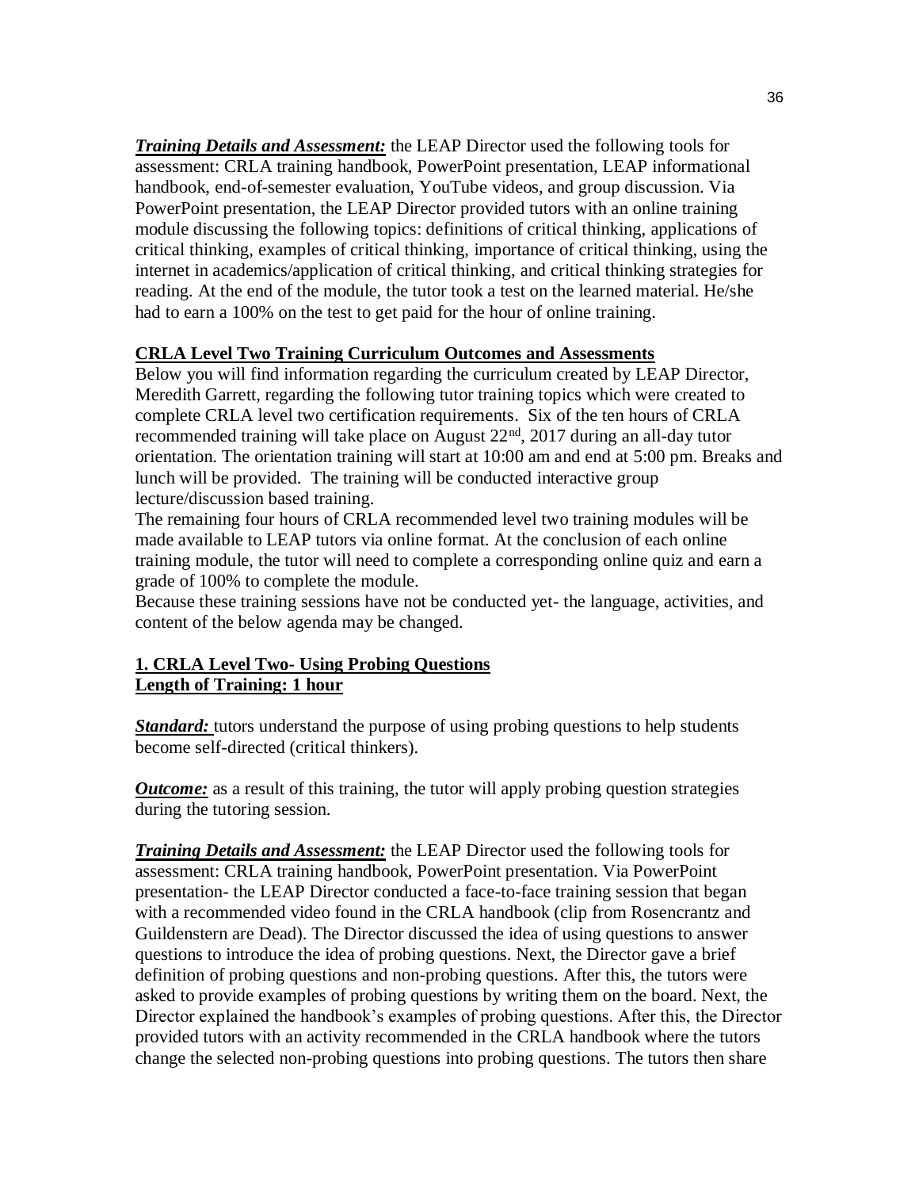***Training Details and Assessment:*** the LEAP Director used the following tools for assessment: CRLA training handbook, PowerPoint presentation, LEAP informational handbook, end-of-semester evaluation, YouTube videos, and group discussion. Via PowerPoint presentation, the LEAP Director provided tutors with an online training module discussing the following topics: definitions of critical thinking, applications of critical thinking, examples of critical thinking, importance of critical thinking, using the internet in academics/application of critical thinking, and critical thinking strategies for reading. At the end of the module, the tutor took a test on the learned material. He/she had to earn a 100% on the test to get paid for the hour of online training.

**CRLA Level Two Training Curriculum Outcomes and Assessments**

Below you will find information regarding the curriculum created by LEAP Director, Meredith Garrett, regarding the following tutor training topics which were created to complete CRLA level two certification requirements. Six of the ten hours of CRLA recommended training will take place on August 22nd, 2017 during an all-day tutor orientation. The orientation training will start at 10:00 am and end at 5:00 pm. Breaks and lunch will be provided. The training will be conducted interactive group lecture/discussion based training.

The remaining four hours of CRLA recommended level two training modules will be made available to LEAP tutors via online format. At the conclusion of each online training module, the tutor will need to complete a corresponding online quiz and earn a grade of 100% to complete the module.

Because these training sessions have not be conducted yet- the language, activities, and content of the below agenda may be changed.

**1. CRLA Level Two- Using Probing Questions**
**Length of Training: 1 hour**

***Standard:*** tutors understand the purpose of using probing questions to help students become self-directed (critical thinkers).

***Outcome:*** as a result of this training, the tutor will apply probing question strategies during the tutoring session.

***Training Details and Assessment:*** the LEAP Director used the following tools for assessment: CRLA training handbook, PowerPoint presentation. Via PowerPoint presentation- the LEAP Director conducted a face-to-face training session that began with a recommended video found in the CRLA handbook (clip from Rosencrantz and Guildenstern are Dead). The Director discussed the idea of using questions to answer questions to introduce the idea of probing questions. Next, the Director gave a brief definition of probing questions and non-probing questions. After this, the tutors were asked to provide examples of probing questions by writing them on the board. Next, the Director explained the handbook's examples of probing questions. After this, the Director provided tutors with an activity recommended in the CRLA handbook where the tutors change the selected non-probing questions into probing questions. The tutors then share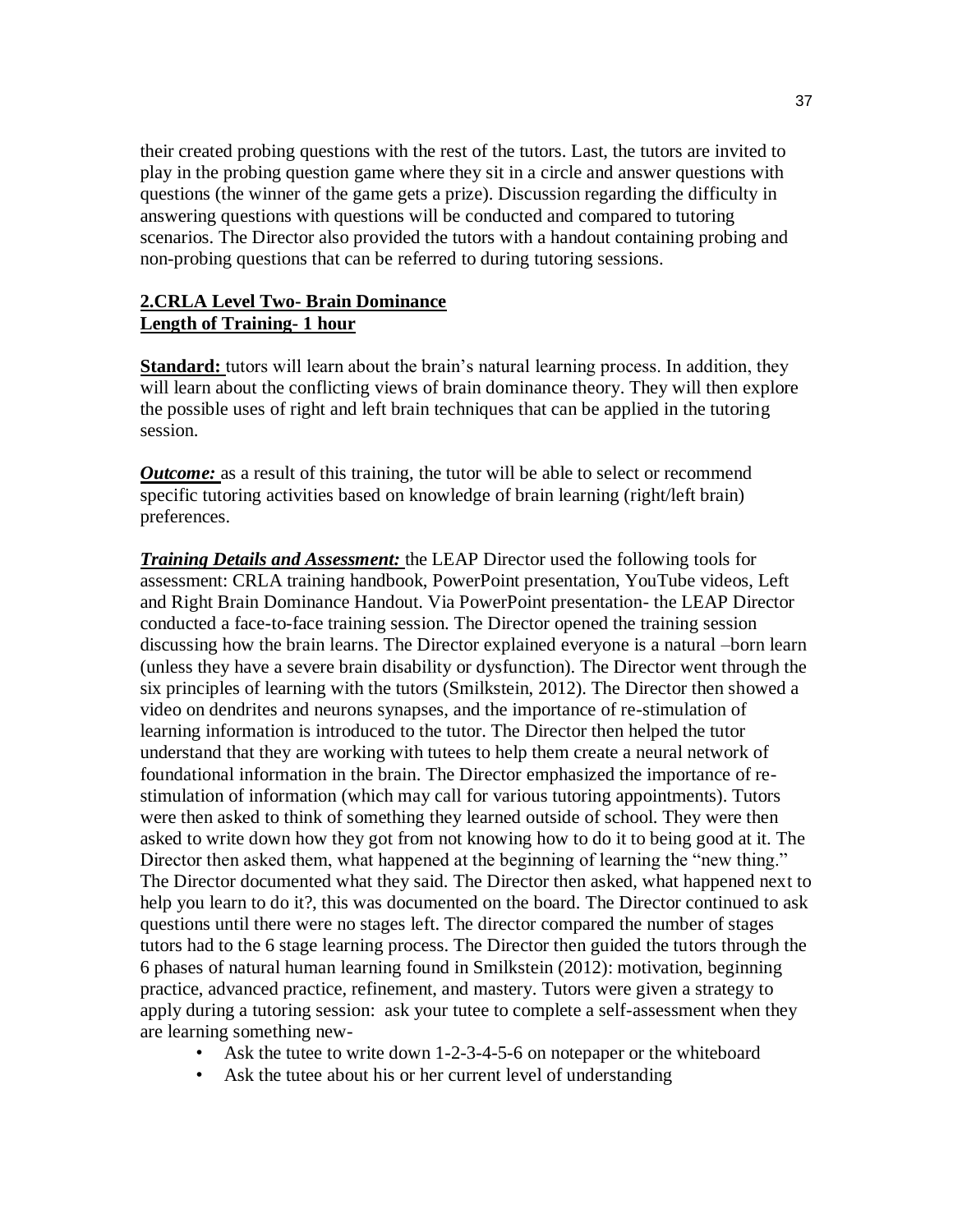their created probing questions with the rest of the tutors. Last, the tutors are invited to play in the probing question game where they sit in a circle and answer questions with questions (the winner of the game gets a prize). Discussion regarding the difficulty in answering questions with questions will be conducted and compared to tutoring scenarios. The Director also provided the tutors with a handout containing probing and non-probing questions that can be referred to during tutoring sessions.

**2.CRLA Level Two- Brain Dominance**
**Length of Training- 1 hour**

**Standard:** tutors will learn about the brain's natural learning process. In addition, they will learn about the conflicting views of brain dominance theory. They will then explore the possible uses of right and left brain techniques that can be applied in the tutoring session.

***Outcome:*** as a result of this training, the tutor will be able to select or recommend specific tutoring activities based on knowledge of brain learning (right/left brain) preferences.

***Training Details and Assessment:*** the LEAP Director used the following tools for assessment: CRLA training handbook, PowerPoint presentation, YouTube videos, Left and Right Brain Dominance Handout. Via PowerPoint presentation- the LEAP Director conducted a face-to-face training session. The Director opened the training session discussing how the brain learns. The Director explained everyone is a natural –born learn (unless they have a severe brain disability or dysfunction). The Director went through the six principles of learning with the tutors (Smilkstein, 2012). The Director then showed a video on dendrites and neurons synapses, and the importance of re-stimulation of learning information is introduced to the tutor. The Director then helped the tutor understand that they are working with tutees to help them create a neural network of foundational information in the brain. The Director emphasized the importance of re-stimulation of information (which may call for various tutoring appointments). Tutors were then asked to think of something they learned outside of school. They were then asked to write down how they got from not knowing how to do it to being good at it. The Director then asked them, what happened at the beginning of learning the "new thing." The Director documented what they said. The Director then asked, what happened next to help you learn to do it?, this was documented on the board. The Director continued to ask questions until there were no stages left. The director compared the number of stages tutors had to the 6 stage learning process. The Director then guided the tutors through the 6 phases of natural human learning found in Smilkstein (2012): motivation, beginning practice, advanced practice, refinement, and mastery. Tutors were given a strategy to apply during a tutoring session: ask your tutee to complete a self-assessment when they are learning something new-

- Ask the tutee to write down 1-2-3-4-5-6 on notepaper or the whiteboard
- Ask the tutee about his or her current level of understanding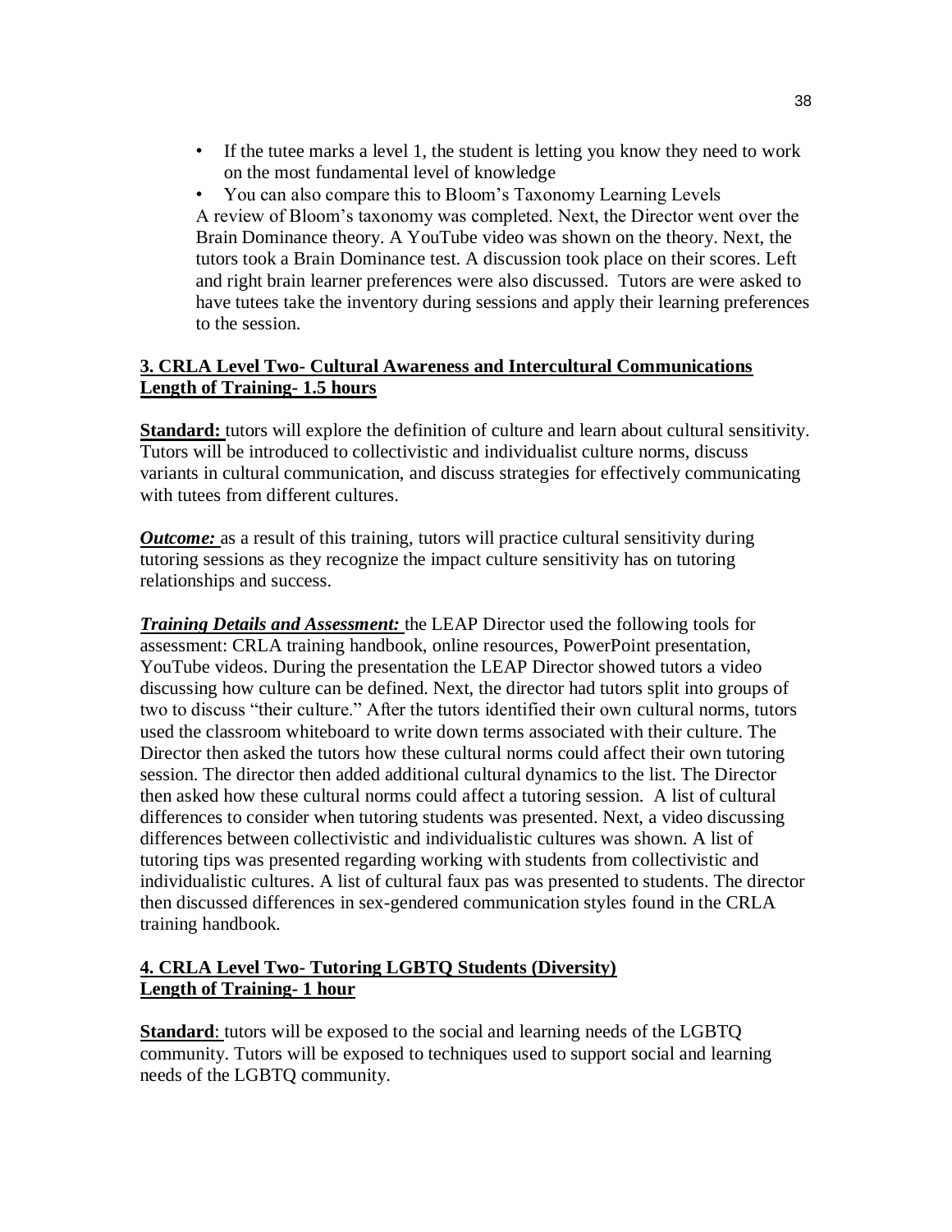- If the tutee marks a level 1, the student is letting you know they need to work on the most fundamental level of knowledge
- You can also compare this to Bloom's Taxonomy Learning Levels

A review of Bloom's taxonomy was completed. Next, the Director went over the Brain Dominance theory. A YouTube video was shown on the theory. Next, the tutors took a Brain Dominance test. A discussion took place on their scores. Left and right brain learner preferences were also discussed. Tutors are were asked to have tutees take the inventory during sessions and apply their learning preferences to the session.

**3. CRLA Level Two- Cultural Awareness and Intercultural Communications**
**Length of Training- 1.5 hours**

**Standard:** tutors will explore the definition of culture and learn about cultural sensitivity. Tutors will be introduced to collectivistic and individualist culture norms, discuss variants in cultural communication, and discuss strategies for effectively communicating with tutees from different cultures.

***Outcome:*** as a result of this training, tutors will practice cultural sensitivity during tutoring sessions as they recognize the impact culture sensitivity has on tutoring relationships and success.

***Training Details and Assessment:*** the LEAP Director used the following tools for assessment: CRLA training handbook, online resources, PowerPoint presentation, YouTube videos. During the presentation the LEAP Director showed tutors a video discussing how culture can be defined. Next, the director had tutors split into groups of two to discuss "their culture." After the tutors identified their own cultural norms, tutors used the classroom whiteboard to write down terms associated with their culture. The Director then asked the tutors how these cultural norms could affect their own tutoring session. The director then added additional cultural dynamics to the list. The Director then asked how these cultural norms could affect a tutoring session. A list of cultural differences to consider when tutoring students was presented. Next, a video discussing differences between collectivistic and individualistic cultures was shown. A list of tutoring tips was presented regarding working with students from collectivistic and individualistic cultures. A list of cultural faux pas was presented to students. The director then discussed differences in sex-gendered communication styles found in the CRLA training handbook.

**4. CRLA Level Two- Tutoring LGBTQ Students (Diversity)**
**Length of Training- 1 hour**

**Standard**: tutors will be exposed to the social and learning needs of the LGBTQ community. Tutors will be exposed to techniques used to support social and learning needs of the LGBTQ community.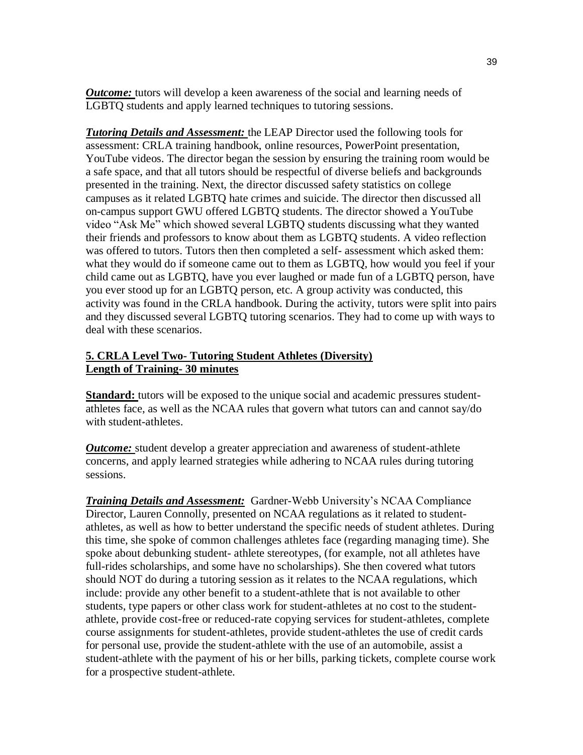***Outcome:*** tutors will develop a keen awareness of the social and learning needs of LGBTQ students and apply learned techniques to tutoring sessions.

***Tutoring Details and Assessment:*** the LEAP Director used the following tools for assessment: CRLA training handbook, online resources, PowerPoint presentation, YouTube videos. The director began the session by ensuring the training room would be a safe space, and that all tutors should be respectful of diverse beliefs and backgrounds presented in the training. Next, the director discussed safety statistics on college campuses as it related LGBTQ hate crimes and suicide. The director then discussed all on-campus support GWU offered LGBTQ students. The director showed a YouTube video "Ask Me" which showed several LGBTQ students discussing what they wanted their friends and professors to know about them as LGBTQ students. A video reflection was offered to tutors. Tutors then then completed a self- assessment which asked them: what they would do if someone came out to them as LGBTQ, how would you feel if your child came out as LGBTQ, have you ever laughed or made fun of a LGBTQ person, have you ever stood up for an LGBTQ person, etc. A group activity was conducted, this activity was found in the CRLA handbook. During the activity, tutors were split into pairs and they discussed several LGBTQ tutoring scenarios. They had to come up with ways to deal with these scenarios.

**5. CRLA Level Two- Tutoring Student Athletes (Diversity)**
**Length of Training- 30 minutes**

**Standard:** tutors will be exposed to the unique social and academic pressures student-athletes face, as well as the NCAA rules that govern what tutors can and cannot say/do with student-athletes.

***Outcome:*** student develop a greater appreciation and awareness of student-athlete concerns, and apply learned strategies while adhering to NCAA rules during tutoring sessions.

***Training Details and Assessment:*** Gardner-Webb University's NCAA Compliance Director, Lauren Connolly, presented on NCAA regulations as it related to student-athletes, as well as how to better understand the specific needs of student athletes. During this time, she spoke of common challenges athletes face (regarding managing time). She spoke about debunking student- athlete stereotypes, (for example, not all athletes have full-rides scholarships, and some have no scholarships). She then covered what tutors should NOT do during a tutoring session as it relates to the NCAA regulations, which include: provide any other benefit to a student-athlete that is not available to other students, type papers or other class work for student-athletes at no cost to the student-athlete, provide cost-free or reduced-rate copying services for student-athletes, complete course assignments for student-athletes, provide student-athletes the use of credit cards for personal use, provide the student-athlete with the use of an automobile, assist a student-athlete with the payment of his or her bills, parking tickets, complete course work for a prospective student-athlete.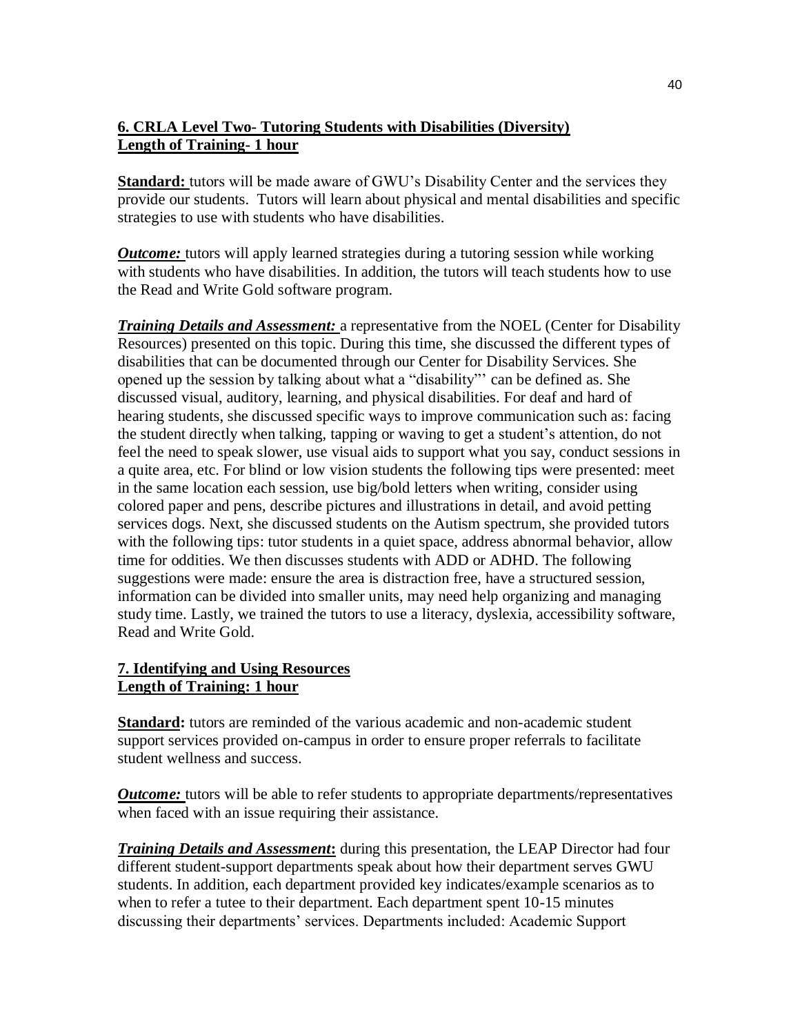**6. CRLA Level Two- Tutoring Students with Disabilities (Diversity)**
**Length of Training- 1 hour**

**Standard:** tutors will be made aware of GWU's Disability Center and the services they provide our students. Tutors will learn about physical and mental disabilities and specific strategies to use with students who have disabilities.

***Outcome:*** tutors will apply learned strategies during a tutoring session while working with students who have disabilities. In addition, the tutors will teach students how to use the Read and Write Gold software program.

***Training Details and Assessment:*** a representative from the NOEL (Center for Disability Resources) presented on this topic. During this time, she discussed the different types of disabilities that can be documented through our Center for Disability Services. She opened up the session by talking about what a "disability"' can be defined as. She discussed visual, auditory, learning, and physical disabilities. For deaf and hard of hearing students, she discussed specific ways to improve communication such as: facing the student directly when talking, tapping or waving to get a student's attention, do not feel the need to speak slower, use visual aids to support what you say, conduct sessions in a quite area, etc. For blind or low vision students the following tips were presented: meet in the same location each session, use big/bold letters when writing, consider using colored paper and pens, describe pictures and illustrations in detail, and avoid petting services dogs. Next, she discussed students on the Autism spectrum, she provided tutors with the following tips: tutor students in a quiet space, address abnormal behavior, allow time for oddities. We then discusses students with ADD or ADHD. The following suggestions were made: ensure the area is distraction free, have a structured session, information can be divided into smaller units, may need help organizing and managing study time. Lastly, we trained the tutors to use a literacy, dyslexia, accessibility software, Read and Write Gold.

**7. Identifying and Using Resources**
**Length of Training: 1 hour**

**Standard:** tutors are reminded of the various academic and non-academic student support services provided on-campus in order to ensure proper referrals to facilitate student wellness and success.

***Outcome:*** tutors will be able to refer students to appropriate departments/representatives when faced with an issue requiring their assistance.

***Training Details and Assessment*:** during this presentation, the LEAP Director had four different student-support departments speak about how their department serves GWU students. In addition, each department provided key indicates/example scenarios as to when to refer a tutee to their department. Each department spent 10-15 minutes discussing their departments' services. Departments included: Academic Support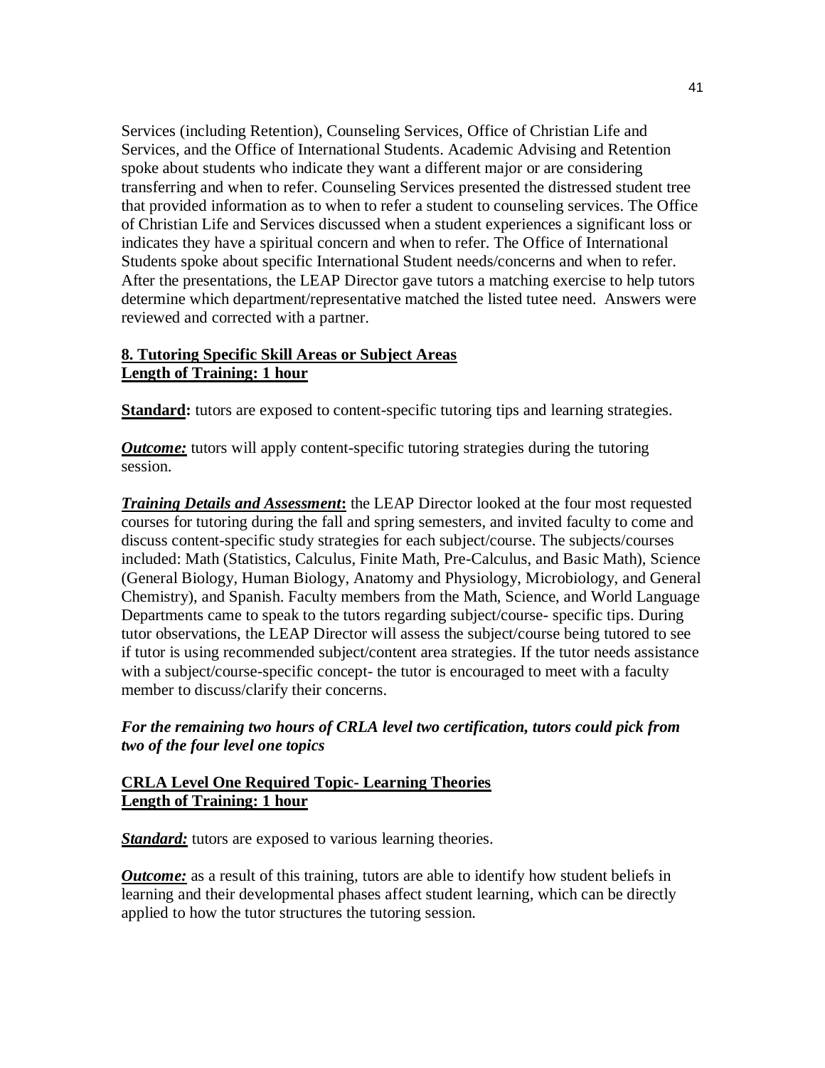Services (including Retention), Counseling Services, Office of Christian Life and Services, and the Office of International Students. Academic Advising and Retention spoke about students who indicate they want a different major or are considering transferring and when to refer. Counseling Services presented the distressed student tree that provided information as to when to refer a student to counseling services. The Office of Christian Life and Services discussed when a student experiences a significant loss or indicates they have a spiritual concern and when to refer. The Office of International Students spoke about specific International Student needs/concerns and when to refer. After the presentations, the LEAP Director gave tutors a matching exercise to help tutors determine which department/representative matched the listed tutee need. Answers were reviewed and corrected with a partner.

**8. Tutoring Specific Skill Areas or Subject Areas**
**Length of Training: 1 hour**

**Standard:** tutors are exposed to content-specific tutoring tips and learning strategies.

***Outcome:*** tutors will apply content-specific tutoring strategies during the tutoring session.

***Training Details and Assessment*:** the LEAP Director looked at the four most requested courses for tutoring during the fall and spring semesters, and invited faculty to come and discuss content-specific study strategies for each subject/course. The subjects/courses included: Math (Statistics, Calculus, Finite Math, Pre-Calculus, and Basic Math), Science (General Biology, Human Biology, Anatomy and Physiology, Microbiology, and General Chemistry), and Spanish. Faculty members from the Math, Science, and World Language Departments came to speak to the tutors regarding subject/course- specific tips. During tutor observations, the LEAP Director will assess the subject/course being tutored to see if tutor is using recommended subject/content area strategies. If the tutor needs assistance with a subject/course-specific concept- the tutor is encouraged to meet with a faculty member to discuss/clarify their concerns.

***For the remaining two hours of CRLA level two certification, tutors could pick from two of the four level one topics***

**CRLA Level One Required Topic- Learning Theories**
**Length of Training: 1 hour**

***Standard:*** tutors are exposed to various learning theories.

***Outcome:*** as a result of this training, tutors are able to identify how student beliefs in learning and their developmental phases affect student learning, which can be directly applied to how the tutor structures the tutoring session.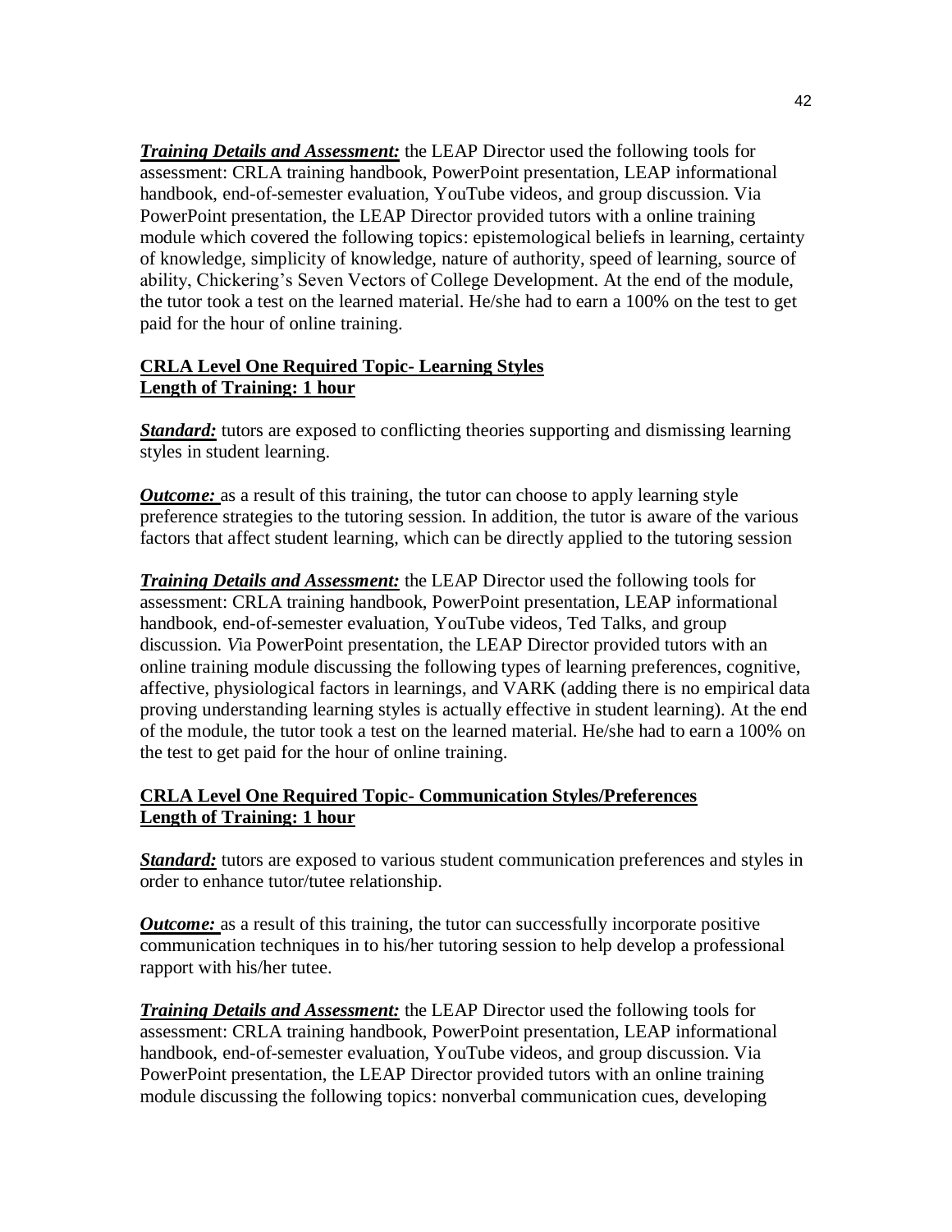***Training Details and Assessment:*** the LEAP Director used the following tools for assessment: CRLA training handbook, PowerPoint presentation, LEAP informational handbook, end-of-semester evaluation, YouTube videos, and group discussion. Via PowerPoint presentation, the LEAP Director provided tutors with a online training module which covered the following topics: epistemological beliefs in learning, certainty of knowledge, simplicity of knowledge, nature of authority, speed of learning, source of ability, Chickering's Seven Vectors of College Development. At the end of the module, the tutor took a test on the learned material. He/she had to earn a 100% on the test to get paid for the hour of online training.

**CRLA Level One Required Topic- Learning Styles**
**Length of Training: 1 hour**

***Standard:*** tutors are exposed to conflicting theories supporting and dismissing learning styles in student learning.

***Outcome:*** as a result of this training, the tutor can choose to apply learning style preference strategies to the tutoring session. In addition, the tutor is aware of the various factors that affect student learning, which can be directly applied to the tutoring session

***Training Details and Assessment:*** the LEAP Director used the following tools for assessment: CRLA training handbook, PowerPoint presentation, LEAP informational handbook, end-of-semester evaluation, YouTube videos, Ted Talks, and group discussion. *V*ia PowerPoint presentation, the LEAP Director provided tutors with an online training module discussing the following types of learning preferences, cognitive, affective, physiological factors in learnings, and VARK (adding there is no empirical data proving understanding learning styles is actually effective in student learning). At the end of the module, the tutor took a test on the learned material. He/she had to earn a 100% on the test to get paid for the hour of online training.

**CRLA Level One Required Topic- Communication Styles/Preferences**
**Length of Training: 1 hour**

***Standard:*** tutors are exposed to various student communication preferences and styles in order to enhance tutor/tutee relationship.

***Outcome:*** as a result of this training, the tutor can successfully incorporate positive communication techniques in to his/her tutoring session to help develop a professional rapport with his/her tutee.

***Training Details and Assessment:*** the LEAP Director used the following tools for assessment: CRLA training handbook, PowerPoint presentation, LEAP informational handbook, end-of-semester evaluation, YouTube videos, and group discussion. Via PowerPoint presentation, the LEAP Director provided tutors with an online training module discussing the following topics: nonverbal communication cues, developing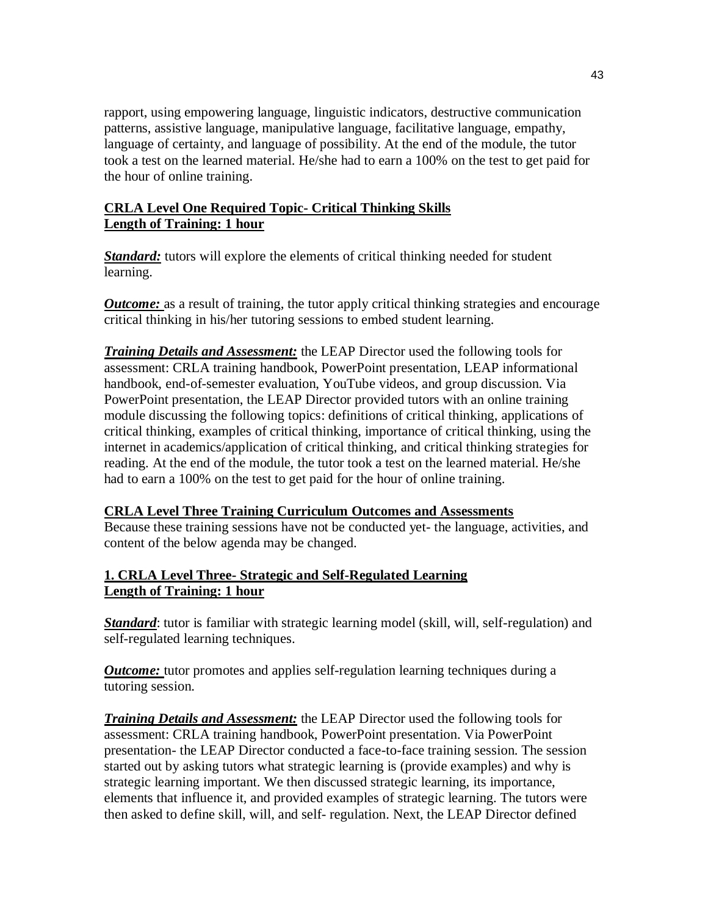rapport, using empowering language, linguistic indicators, destructive communication patterns, assistive language, manipulative language, facilitative language, empathy, language of certainty, and language of possibility. At the end of the module, the tutor took a test on the learned material. He/she had to earn a 100% on the test to get paid for the hour of online training.

**CRLA Level One Required Topic- Critical Thinking Skills**
**Length of Training: 1 hour**

***Standard:*** tutors will explore the elements of critical thinking needed for student learning.

***Outcome:*** as a result of training, the tutor apply critical thinking strategies and encourage critical thinking in his/her tutoring sessions to embed student learning.

***Training Details and Assessment:*** the LEAP Director used the following tools for assessment: CRLA training handbook, PowerPoint presentation, LEAP informational handbook, end-of-semester evaluation, YouTube videos, and group discussion. Via PowerPoint presentation, the LEAP Director provided tutors with an online training module discussing the following topics: definitions of critical thinking, applications of critical thinking, examples of critical thinking, importance of critical thinking, using the internet in academics/application of critical thinking, and critical thinking strategies for reading. At the end of the module, the tutor took a test on the learned material. He/she had to earn a 100% on the test to get paid for the hour of online training.

**CRLA Level Three Training Curriculum Outcomes and Assessments**

Because these training sessions have not be conducted yet- the language, activities, and content of the below agenda may be changed.

**1. CRLA Level Three- Strategic and Self-Regulated Learning**
**Length of Training: 1 hour**

***Standard***: tutor is familiar with strategic learning model (skill, will, self-regulation) and self-regulated learning techniques.

***Outcome:*** tutor promotes and applies self-regulation learning techniques during a tutoring session.

***Training Details and Assessment:*** the LEAP Director used the following tools for assessment: CRLA training handbook, PowerPoint presentation. Via PowerPoint presentation- the LEAP Director conducted a face-to-face training session. The session started out by asking tutors what strategic learning is (provide examples) and why is strategic learning important. We then discussed strategic learning, its importance, elements that influence it, and provided examples of strategic learning. The tutors were then asked to define skill, will, and self- regulation. Next, the LEAP Director defined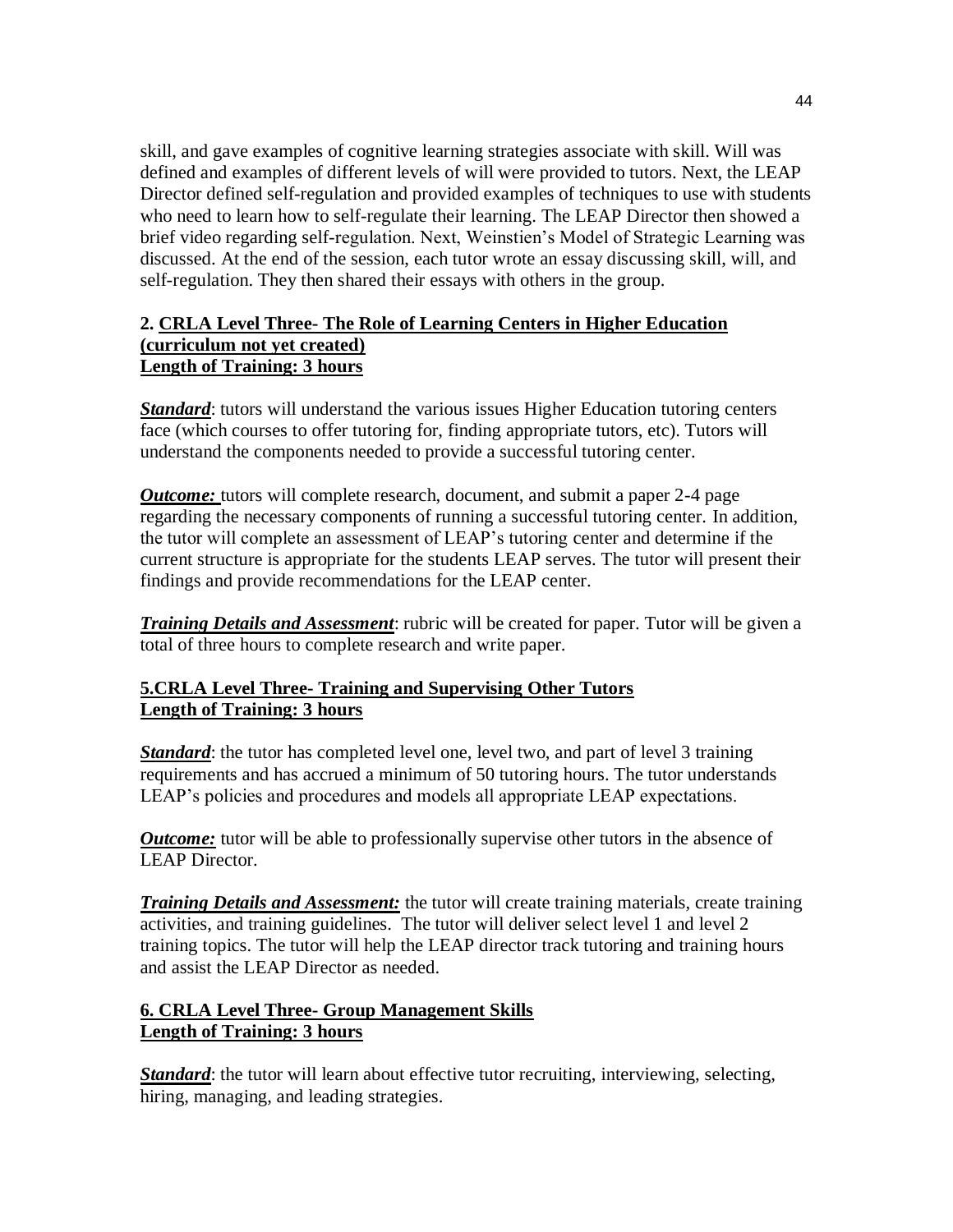skill, and gave examples of cognitive learning strategies associate with skill. Will was defined and examples of different levels of will were provided to tutors. Next, the LEAP Director defined self-regulation and provided examples of techniques to use with students who need to learn how to self-regulate their learning. The LEAP Director then showed a brief video regarding self-regulation. Next, Weinstien's Model of Strategic Learning was discussed. At the end of the session, each tutor wrote an essay discussing skill, will, and self-regulation. They then shared their essays with others in the group.

**2. <u>CRLA Level Three- The Role of Learning Centers in Higher Education (curriculum not yet created)</u>**
**<u>Length of Training: 3 hours</u>**

***<u>Standard</u>***: tutors will understand the various issues Higher Education tutoring centers face (which courses to offer tutoring for, finding appropriate tutors, etc). Tutors will understand the components needed to provide a successful tutoring center.

***<u>Outcome:</u>*** tutors will complete research, document, and submit a paper 2-4 page regarding the necessary components of running a successful tutoring center. In addition, the tutor will complete an assessment of LEAP's tutoring center and determine if the current structure is appropriate for the students LEAP serves. The tutor will present their findings and provide recommendations for the LEAP center.

***<u>Training Details and Assessment</u>***: rubric will be created for paper. Tutor will be given a total of three hours to complete research and write paper.

**<u>5.CRLA Level Three- Training and Supervising Other Tutors</u>**
**<u>Length of Training: 3 hours</u>**

***<u>Standard</u>***: the tutor has completed level one, level two, and part of level 3 training requirements and has accrued a minimum of 50 tutoring hours. The tutor understands LEAP's policies and procedures and models all appropriate LEAP expectations.

***<u>Outcome:</u>*** tutor will be able to professionally supervise other tutors in the absence of LEAP Director.

***<u>Training Details and Assessment:</u>*** the tutor will create training materials, create training activities, and training guidelines. The tutor will deliver select level 1 and level 2 training topics. The tutor will help the LEAP director track tutoring and training hours and assist the LEAP Director as needed.

**<u>6. CRLA Level Three- Group Management Skills</u>**
**<u>Length of Training: 3 hours</u>**

***<u>Standard</u>***: the tutor will learn about effective tutor recruiting, interviewing, selecting, hiring, managing, and leading strategies.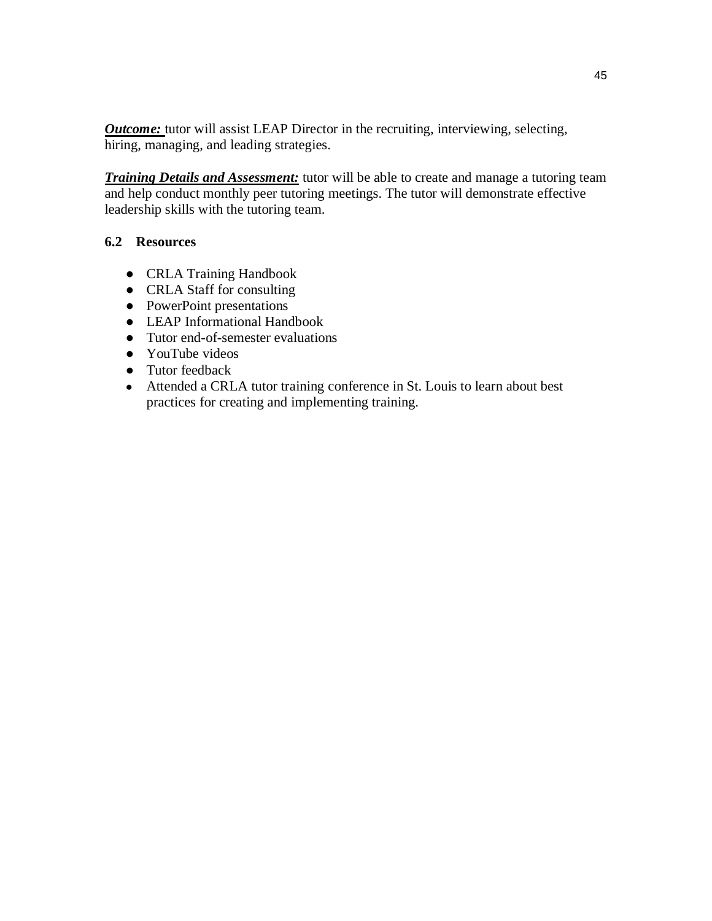***Outcome:*** tutor will assist LEAP Director in the recruiting, interviewing, selecting, hiring, managing, and leading strategies.

***Training Details and Assessment:*** tutor will be able to create and manage a tutoring team and help conduct monthly peer tutoring meetings. The tutor will demonstrate effective leadership skills with the tutoring team.

### 6.2 Resources

- CRLA Training Handbook
- CRLA Staff for consulting
- PowerPoint presentations
- LEAP Informational Handbook
- Tutor end-of-semester evaluations
- YouTube videos
- Tutor feedback
- Attended a CRLA tutor training conference in St. Louis to learn about best practices for creating and implementing training.